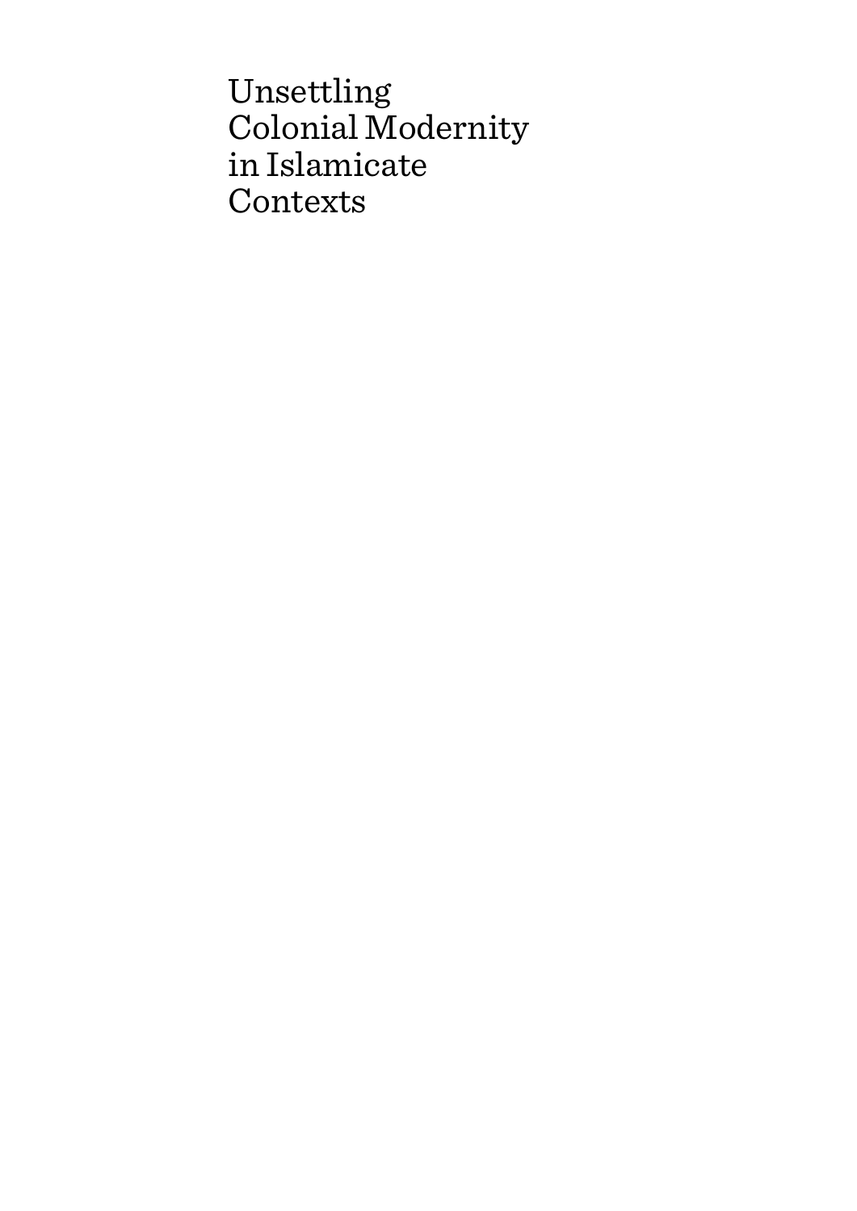# Unsettling Colonial Modernity in Islamicate Contexts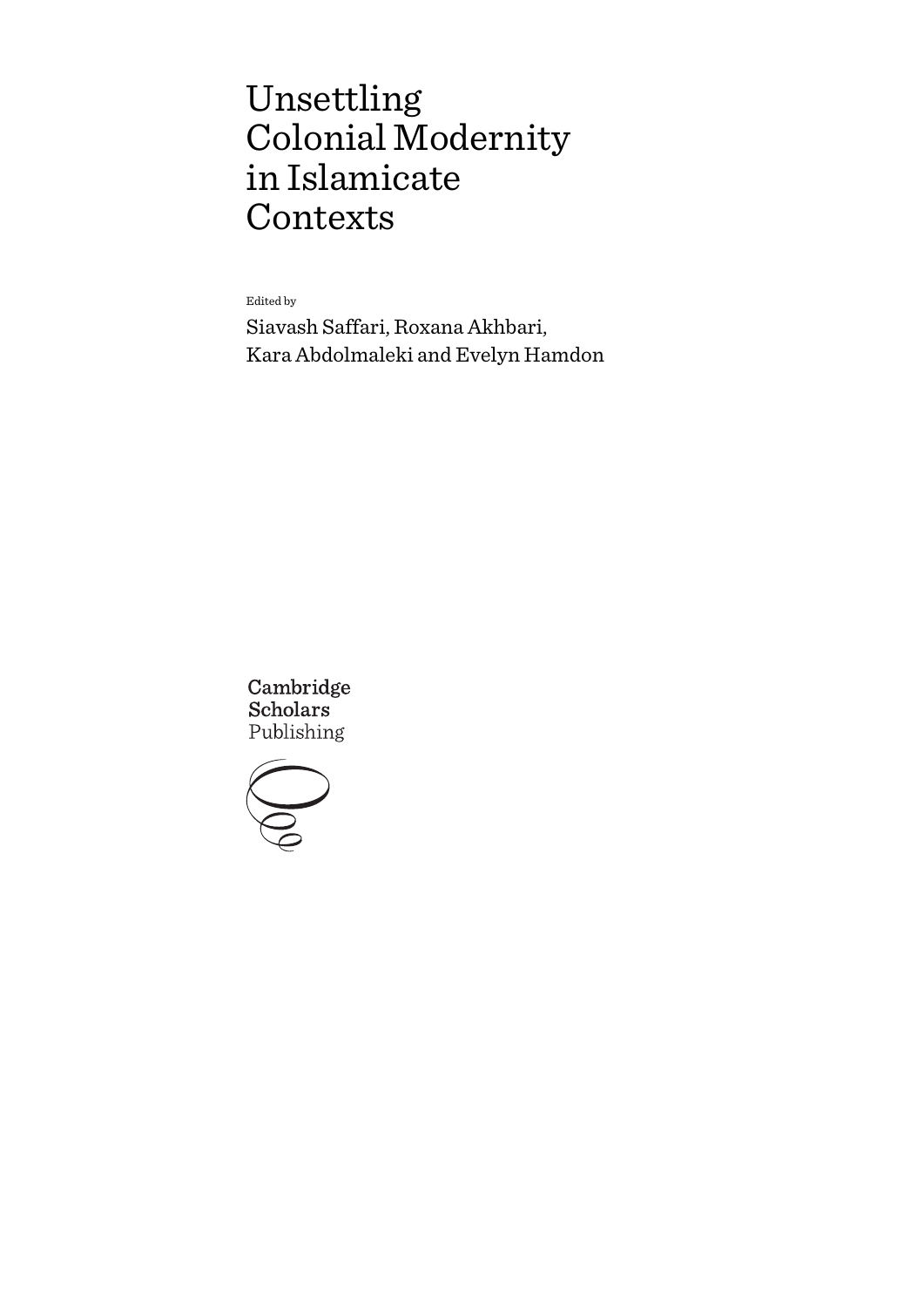# Unsettling Colonial Modernity in Islamicate Contexts

Edited by

Siavash Saffari, Roxana Akhbari, Kara Abdolmaleki and Evelyn Hamdon

Cambridge Scholars Publishing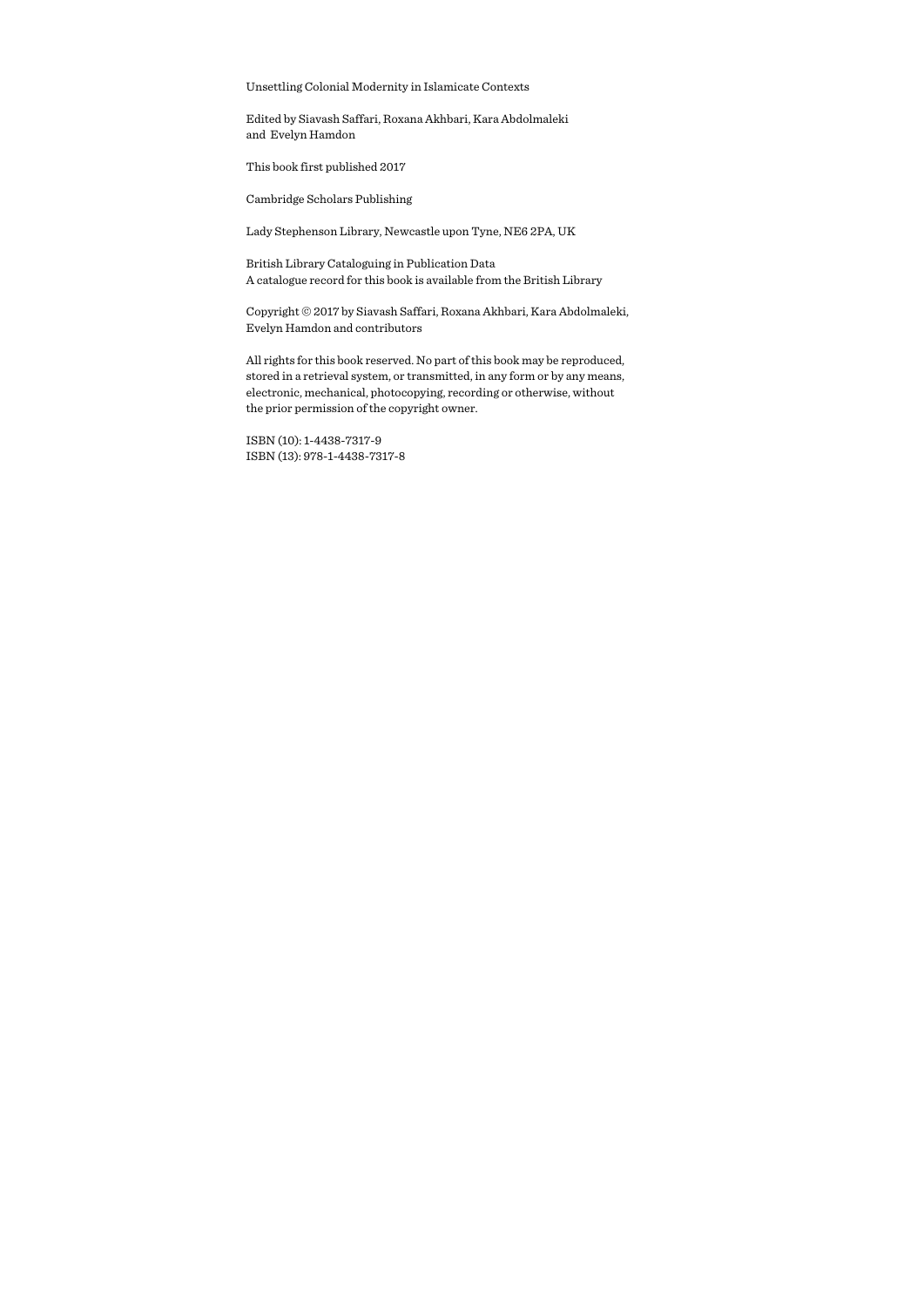Unsettling Colonial Modernity in Islamicate Contexts

Edited by Siavash Saffari, Roxana Akhbari, Kara Abdolmaleki and Evelyn Hamdon

This book first published 2017

Cambridge Scholars Publishing

Lady Stephenson Library, Newcastle upon Tyne, NE6 2PA, UK

British Library Cataloguing in Publication Data
A catalogue record for this book is available from the British Library

Copyright © 2017 by Siavash Saffari, Roxana Akhbari, Kara Abdolmaleki, Evelyn Hamdon and contributors

All rights for this book reserved. No part of this book may be reproduced, stored in a retrieval system, or transmitted, in any form or by any means, electronic, mechanical, photocopying, recording or otherwise, without the prior permission of the copyright owner.

ISBN (10): 1-4438-7317-9
ISBN (13): 978-1-4438-7317-8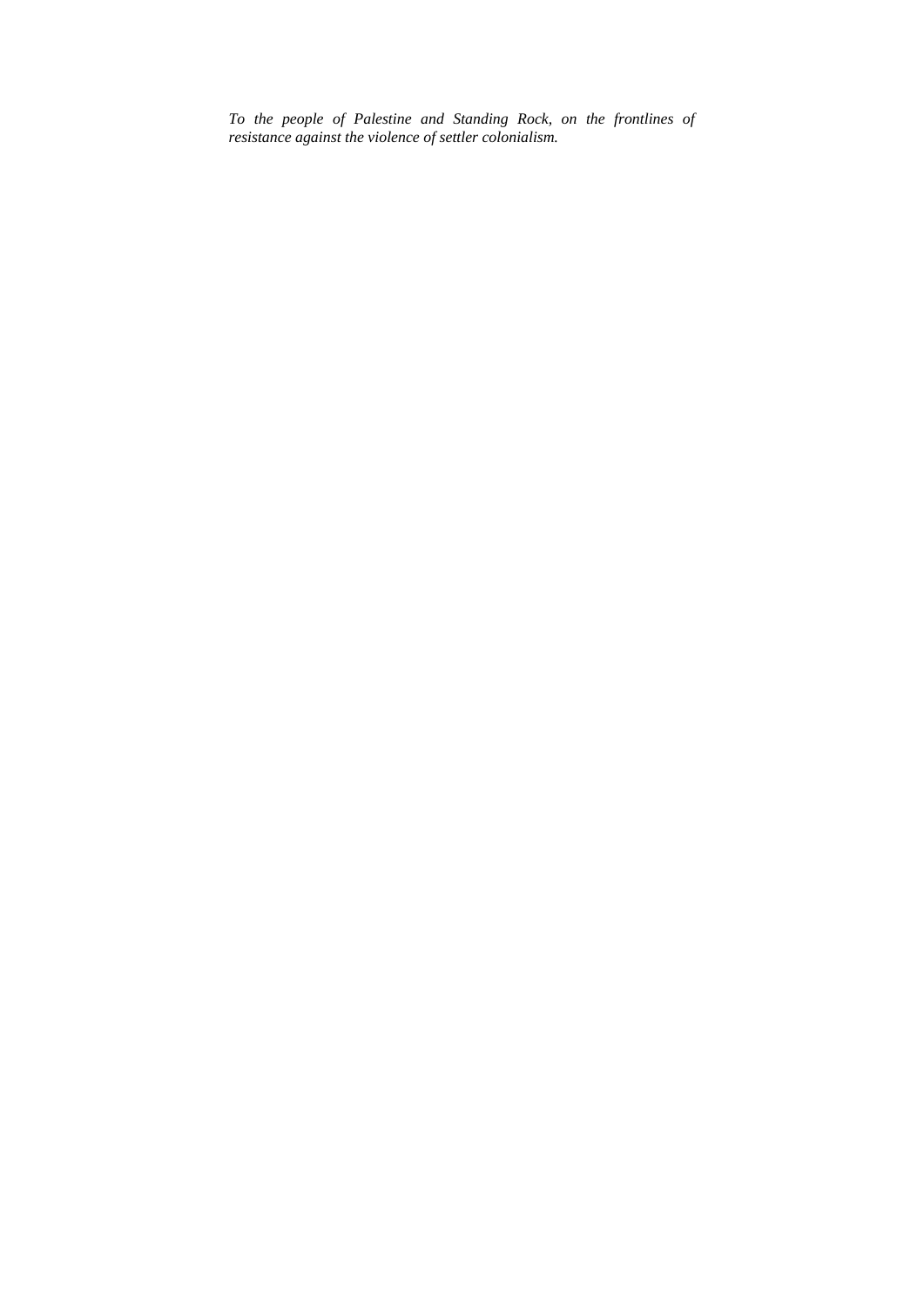*To the people of Palestine and Standing Rock, on the frontlines of resistance against the violence of settler colonialism.*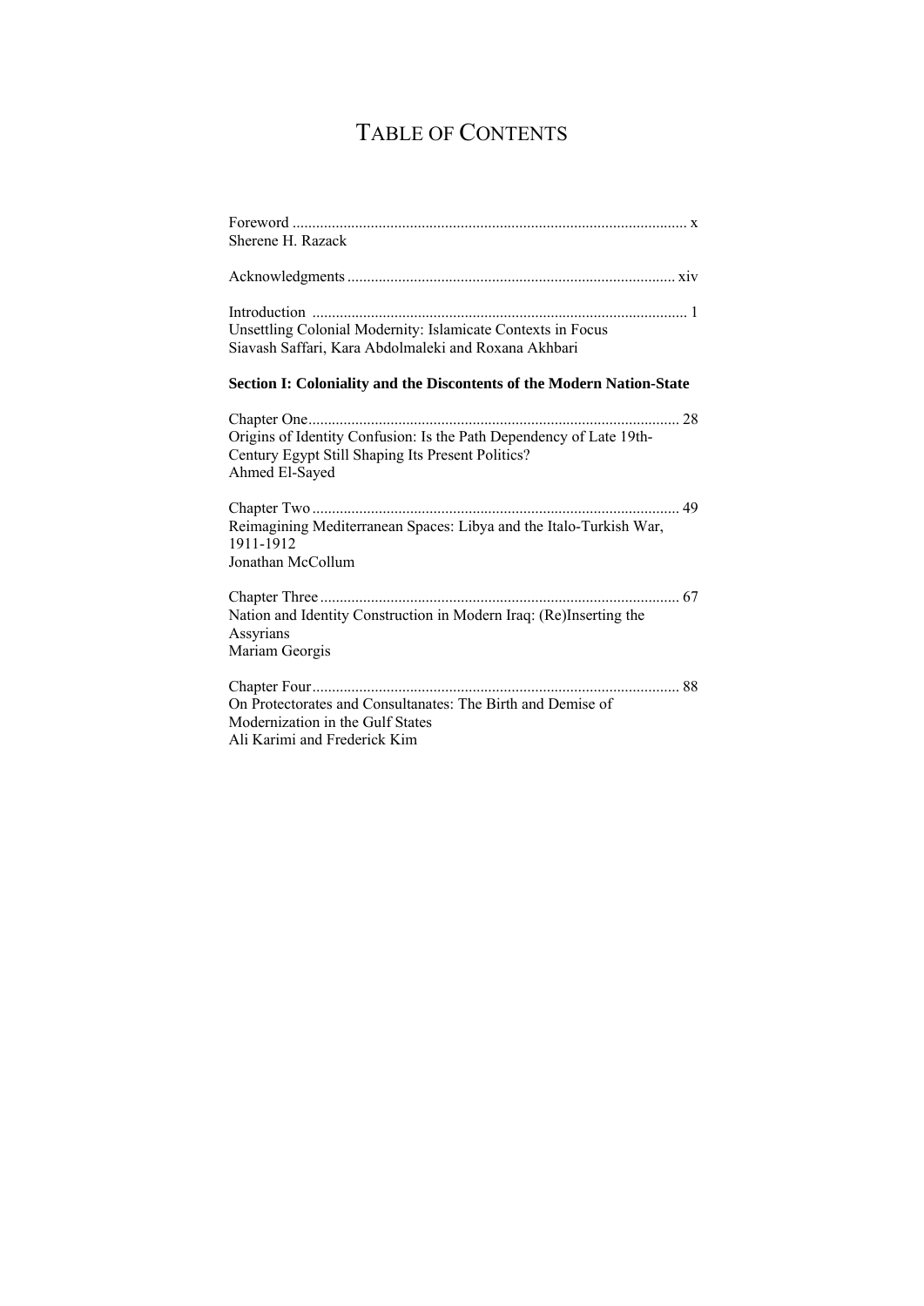# TABLE OF CONTENTS

Foreword .................................................................................................... x
Sherene H. Razack

Acknowledgments ................................................................................... xiv

Introduction ............................................................................................... 1
Unsettling Colonial Modernity: Islamicate Contexts in Focus
Siavash Saffari, Kara Abdolmaleki and Roxana Akhbari

**Section I: Coloniality and the Discontents of the Modern Nation-State**

Chapter One .............................................................................................. 28
Origins of Identity Confusion: Is the Path Dependency of Late 19th-Century Egypt Still Shaping Its Present Politics?
Ahmed El-Sayed

Chapter Two ............................................................................................. 49
Reimagining Mediterranean Spaces: Libya and the Italo-Turkish War, 1911-1912
Jonathan McCollum

Chapter Three ........................................................................................... 67
Nation and Identity Construction in Modern Iraq: (Re)Inserting the Assyrians
Mariam Georgis

Chapter Four ............................................................................................. 88
On Protectorates and Consultanates: The Birth and Demise of Modernization in the Gulf States
Ali Karimi and Frederick Kim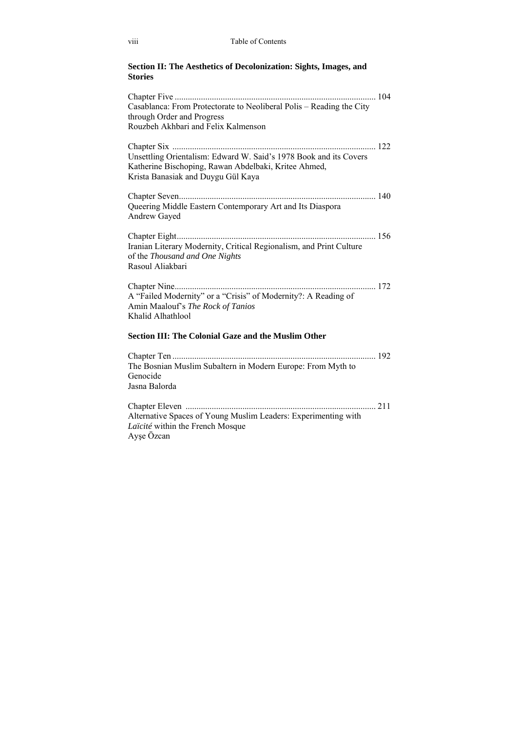**Section II: The Aesthetics of Decolonization: Sights, Images, and Stories**

Chapter Five ........................................................................................... 104
Casablanca: From Protectorate to Neoliberal Polis – Reading the City through Order and Progress
Rouzbeh Akhbari and Felix Kalmenson

Chapter Six ............................................................................................ 122
Unsettling Orientalism: Edward W. Said's 1978 Book and its Covers
Katherine Bischoping, Rawan Abdelbaki, Kritee Ahmed,
Krista Banasiak and Duygu Gül Kaya

Chapter Seven......................................................................................... 140
Queering Middle Eastern Contemporary Art and Its Diaspora
Andrew Gayed

Chapter Eight.......................................................................................... 156
Iranian Literary Modernity, Critical Regionalism, and Print Culture of the *Thousand and One Nights*
Rasoul Aliakbari

Chapter Nine........................................................................................... 172
A "Failed Modernity" or a "Crisis" of Modernity?: A Reading of Amin Maalouf's *The Rock of Tanios*
Khalid Alhathlool

**Section III: The Colonial Gaze and the Muslim Other**

Chapter Ten ............................................................................................ 192
The Bosnian Muslim Subaltern in Modern Europe: From Myth to Genocide
Jasna Balorda

Chapter Eleven ...................................................................................... 211
Alternative Spaces of Young Muslim Leaders: Experimenting with *Laïcité* within the French Mosque
Ayşe Özcan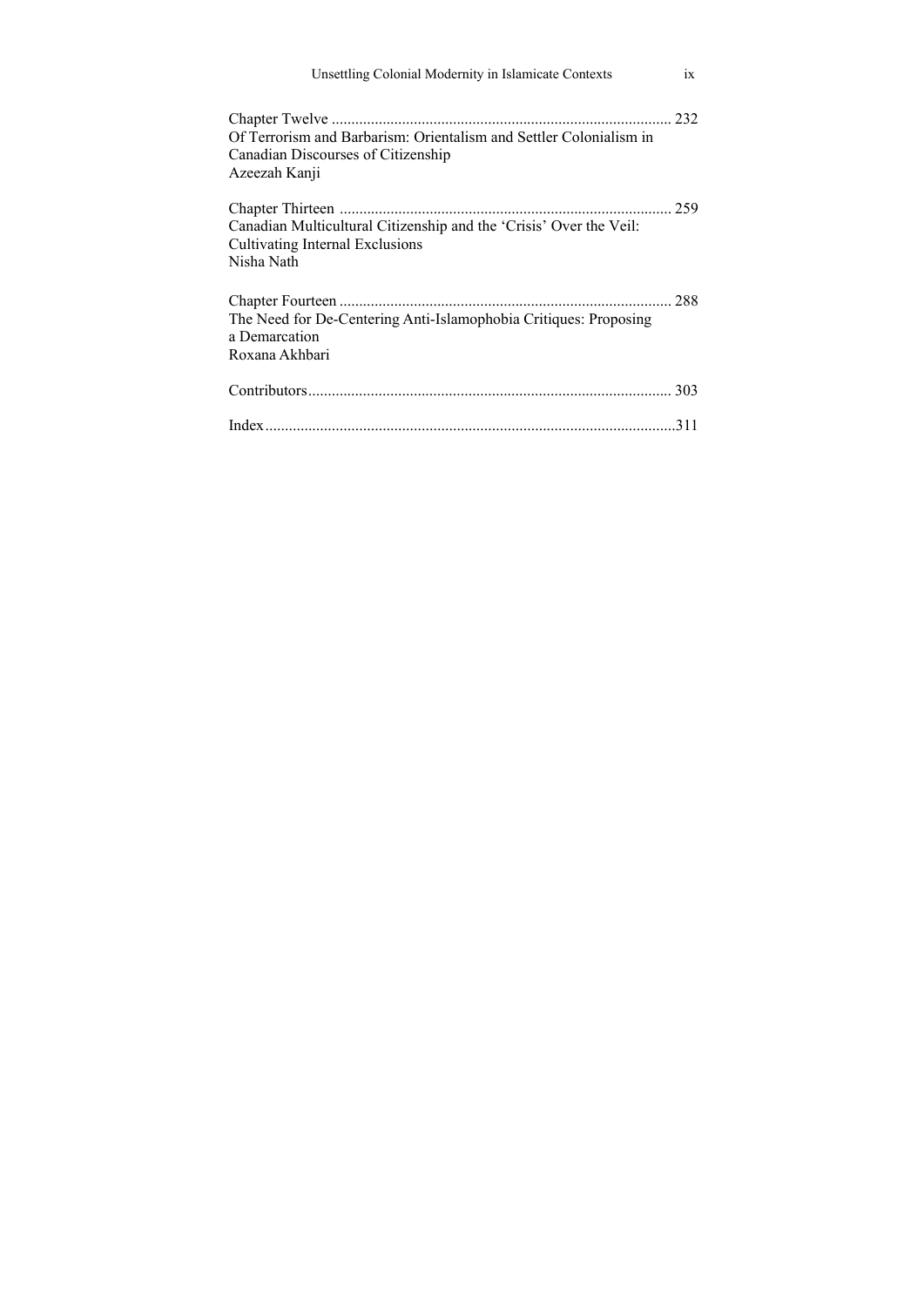Chapter Twelve ....................................................................................... 232
Of Terrorism and Barbarism: Orientalism and Settler Colonialism in Canadian Discourses of Citizenship
Azeezah Kanji

Chapter Thirteen ..................................................................................... 259
Canadian Multicultural Citizenship and the 'Crisis' Over the Veil: Cultivating Internal Exclusions
Nisha Nath

Chapter Fourteen ..................................................................................... 288
The Need for De-Centering Anti-Islamophobia Critiques: Proposing a Demarcation
Roxana Akhbari

Contributors............................................................................................ 303

Index........................................................................................................311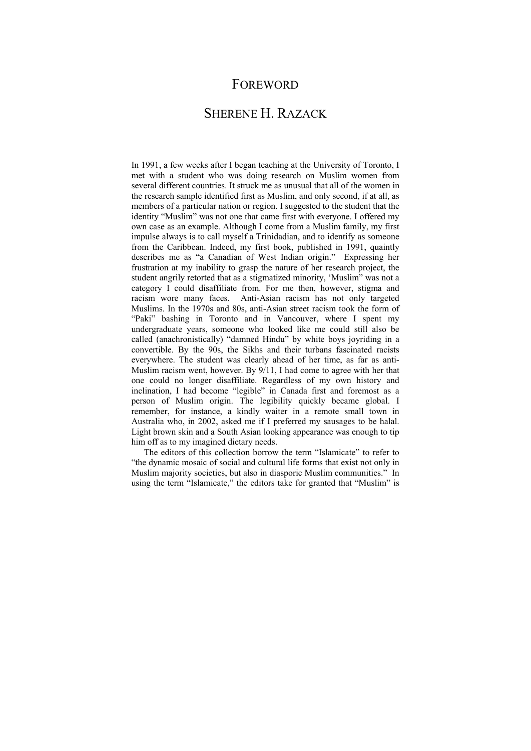# FOREWORD

## SHERENE H. RAZACK

In 1991, a few weeks after I began teaching at the University of Toronto, I met with a student who was doing research on Muslim women from several different countries. It struck me as unusual that all of the women in the research sample identified first as Muslim, and only second, if at all, as members of a particular nation or region. I suggested to the student that the identity "Muslim" was not one that came first with everyone. I offered my own case as an example. Although I come from a Muslim family, my first impulse always is to call myself a Trinidadian, and to identify as someone from the Caribbean. Indeed, my first book, published in 1991, quaintly describes me as "a Canadian of West Indian origin." Expressing her frustration at my inability to grasp the nature of her research project, the student angrily retorted that as a stigmatized minority, 'Muslim' was not a category I could disaffiliate from. For me then, however, stigma and racism wore many faces. Anti-Asian racism has not only targeted Muslims. In the 1970s and 80s, anti-Asian street racism took the form of "Paki" bashing in Toronto and in Vancouver, where I spent my undergraduate years, someone who looked like me could still also be called (anachronistically) "damned Hindu" by white boys joyriding in a convertible. By the 90s, the Sikhs and their turbans fascinated racists everywhere. The student was clearly ahead of her time, as far as anti-Muslim racism went, however. By 9/11, I had come to agree with her that one could no longer disaffiliate. Regardless of my own history and inclination, I had become "legible" in Canada first and foremost as a person of Muslim origin. The legibility quickly became global. I remember, for instance, a kindly waiter in a remote small town in Australia who, in 2002, asked me if I preferred my sausages to be halal. Light brown skin and a South Asian looking appearance was enough to tip him off as to my imagined dietary needs.

The editors of this collection borrow the term "Islamicate" to refer to "the dynamic mosaic of social and cultural life forms that exist not only in Muslim majority societies, but also in diasporic Muslim communities." In using the term "Islamicate," the editors take for granted that "Muslim" is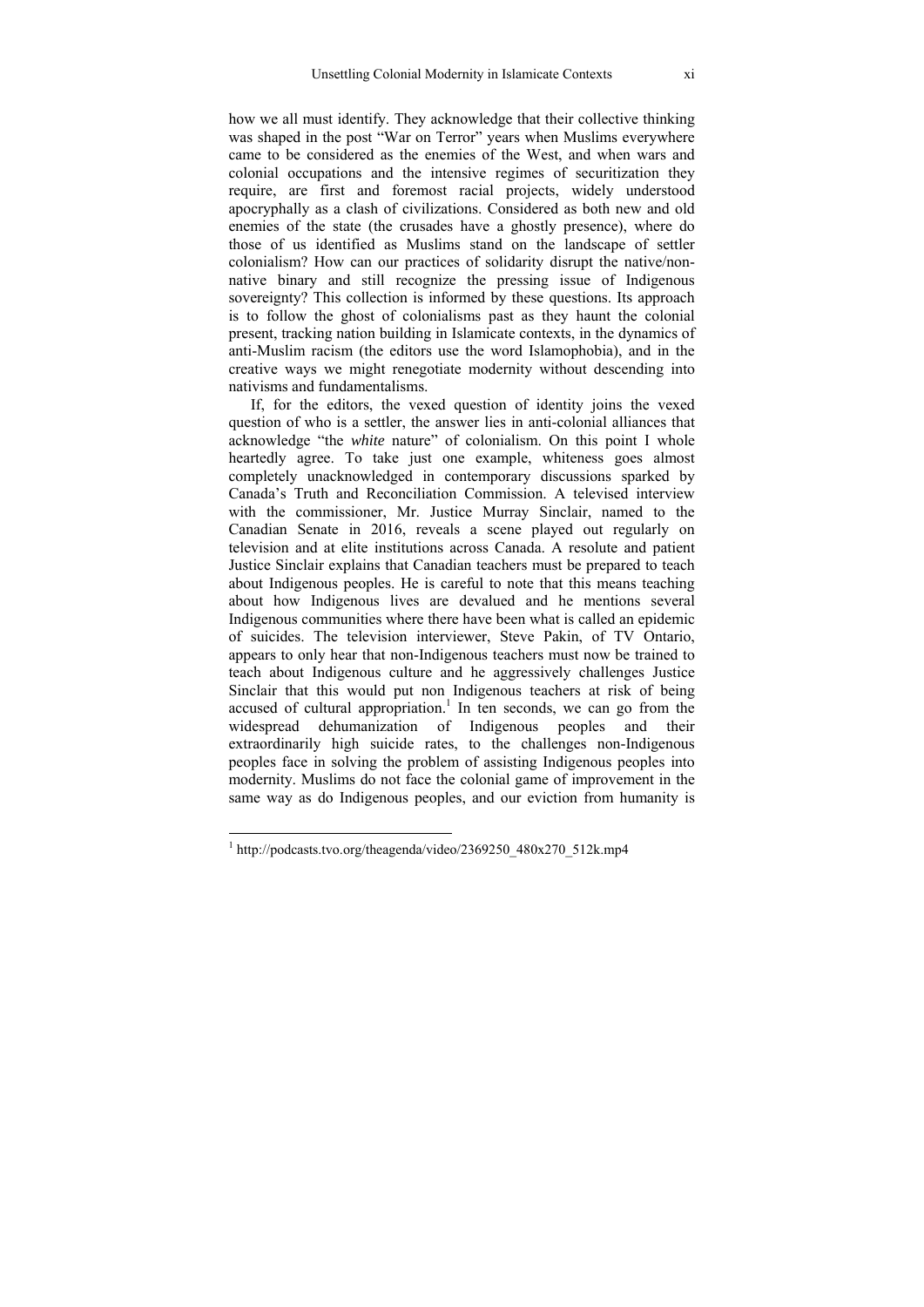how we all must identify. They acknowledge that their collective thinking was shaped in the post "War on Terror" years when Muslims everywhere came to be considered as the enemies of the West, and when wars and colonial occupations and the intensive regimes of securitization they require, are first and foremost racial projects, widely understood apocryphally as a clash of civilizations. Considered as both new and old enemies of the state (the crusades have a ghostly presence), where do those of us identified as Muslims stand on the landscape of settler colonialism? How can our practices of solidarity disrupt the native/non-native binary and still recognize the pressing issue of Indigenous sovereignty? This collection is informed by these questions. Its approach is to follow the ghost of colonialisms past as they haunt the colonial present, tracking nation building in Islamicate contexts, in the dynamics of anti-Muslim racism (the editors use the word Islamophobia), and in the creative ways we might renegotiate modernity without descending into nativisms and fundamentalisms.

If, for the editors, the vexed question of identity joins the vexed question of who is a settler, the answer lies in anti-colonial alliances that acknowledge "the *white* nature" of colonialism. On this point I whole heartedly agree. To take just one example, whiteness goes almost completely unacknowledged in contemporary discussions sparked by Canada's Truth and Reconciliation Commission. A televised interview with the commissioner, Mr. Justice Murray Sinclair, named to the Canadian Senate in 2016, reveals a scene played out regularly on television and at elite institutions across Canada. A resolute and patient Justice Sinclair explains that Canadian teachers must be prepared to teach about Indigenous peoples. He is careful to note that this means teaching about how Indigenous lives are devalued and he mentions several Indigenous communities where there have been what is called an epidemic of suicides. The television interviewer, Steve Pakin, of TV Ontario, appears to only hear that non-Indigenous teachers must now be trained to teach about Indigenous culture and he aggressively challenges Justice Sinclair that this would put non Indigenous teachers at risk of being accused of cultural appropriation.[1] In ten seconds, we can go from the widespread dehumanization of Indigenous peoples and their extraordinarily high suicide rates, to the challenges non-Indigenous peoples face in solving the problem of assisting Indigenous peoples into modernity. Muslims do not face the colonial game of improvement in the same way as do Indigenous peoples, and our eviction from humanity is

[1] http://podcasts.tvo.org/theagenda/video/2369250_480x270_512k.mp4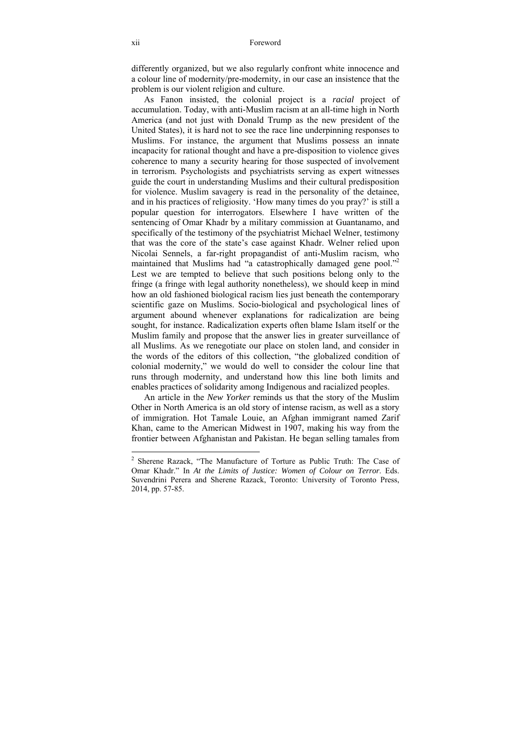differently organized, but we also regularly confront white innocence and a colour line of modernity/pre-modernity, in our case an insistence that the problem is our violent religion and culture.

As Fanon insisted, the colonial project is a *racial* project of accumulation. Today, with anti-Muslim racism at an all-time high in North America (and not just with Donald Trump as the new president of the United States), it is hard not to see the race line underpinning responses to Muslims. For instance, the argument that Muslims possess an innate incapacity for rational thought and have a pre-disposition to violence gives coherence to many a security hearing for those suspected of involvement in terrorism. Psychologists and psychiatrists serving as expert witnesses guide the court in understanding Muslims and their cultural predisposition for violence. Muslim savagery is read in the personality of the detainee, and in his practices of religiosity. 'How many times do you pray?' is still a popular question for interrogators. Elsewhere I have written of the sentencing of Omar Khadr by a military commission at Guantanamo, and specifically of the testimony of the psychiatrist Michael Welner, testimony that was the core of the state's case against Khadr. Welner relied upon Nicolai Sennels, a far-right propagandist of anti-Muslim racism, who maintained that Muslims had "a catastrophically damaged gene pool."[2] Lest we are tempted to believe that such positions belong only to the fringe (a fringe with legal authority nonetheless), we should keep in mind how an old fashioned biological racism lies just beneath the contemporary scientific gaze on Muslims. Socio-biological and psychological lines of argument abound whenever explanations for radicalization are being sought, for instance. Radicalization experts often blame Islam itself or the Muslim family and propose that the answer lies in greater surveillance of all Muslims. As we renegotiate our place on stolen land, and consider in the words of the editors of this collection, "the globalized condition of colonial modernity," we would do well to consider the colour line that runs through modernity, and understand how this line both limits and enables practices of solidarity among Indigenous and racialized peoples.

An article in the *New Yorker* reminds us that the story of the Muslim Other in North America is an old story of intense racism, as well as a story of immigration. Hot Tamale Louie, an Afghan immigrant named Zarif Khan, came to the American Midwest in 1907, making his way from the frontier between Afghanistan and Pakistan. He began selling tamales from

---

[2] Sherene Razack, "The Manufacture of Torture as Public Truth: The Case of Omar Khadr." In *At the Limits of Justice: Women of Colour on Terror*. Eds. Suvendrini Perera and Sherene Razack, Toronto: University of Toronto Press, 2014, pp. 57-85.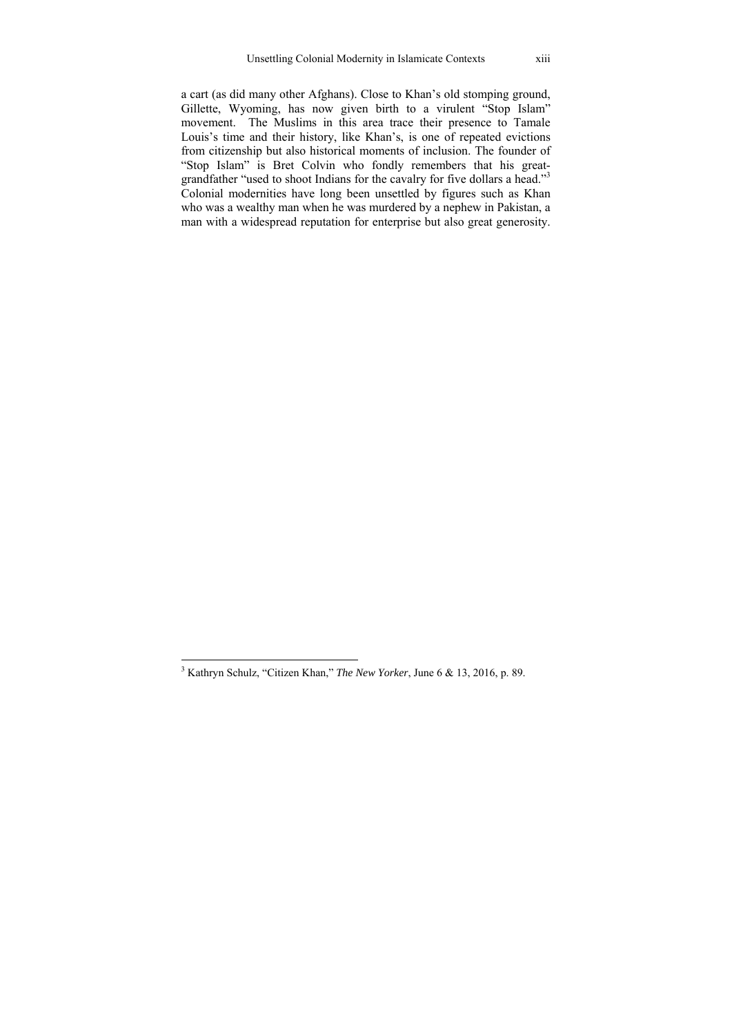a cart (as did many other Afghans). Close to Khan's old stomping ground, Gillette, Wyoming, has now given birth to a virulent "Stop Islam" movement. The Muslims in this area trace their presence to Tamale Louis's time and their history, like Khan's, is one of repeated evictions from citizenship but also historical moments of inclusion. The founder of "Stop Islam" is Bret Colvin who fondly remembers that his great-grandfather "used to shoot Indians for the cavalry for five dollars a head."[3] Colonial modernities have long been unsettled by figures such as Khan who was a wealthy man when he was murdered by a nephew in Pakistan, a man with a widespread reputation for enterprise but also great generosity.

---

[3] Kathryn Schulz, "Citizen Khan," *The New Yorker*, June 6 & 13, 2016, p. 89.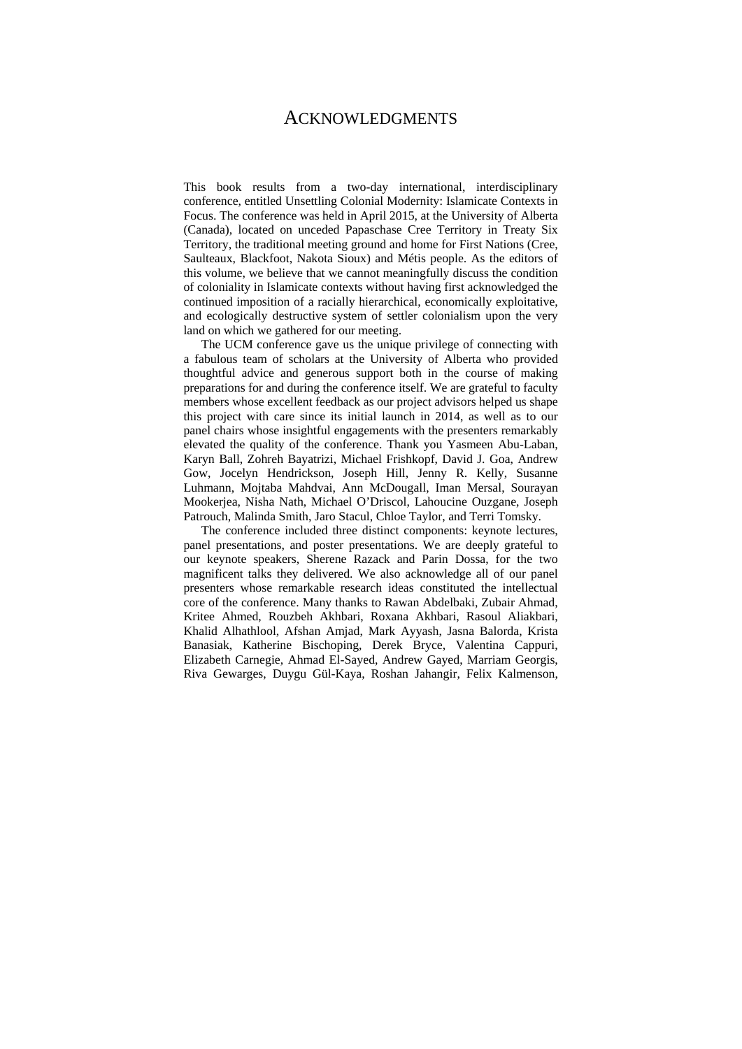# ACKNOWLEDGMENTS

This book results from a two-day international, interdisciplinary conference, entitled Unsettling Colonial Modernity: Islamicate Contexts in Focus. The conference was held in April 2015, at the University of Alberta (Canada), located on unceded Papaschase Cree Territory in Treaty Six Territory, the traditional meeting ground and home for First Nations (Cree, Saulteaux, Blackfoot, Nakota Sioux) and Métis people. As the editors of this volume, we believe that we cannot meaningfully discuss the condition of coloniality in Islamicate contexts without having first acknowledged the continued imposition of a racially hierarchical, economically exploitative, and ecologically destructive system of settler colonialism upon the very land on which we gathered for our meeting.

The UCM conference gave us the unique privilege of connecting with a fabulous team of scholars at the University of Alberta who provided thoughtful advice and generous support both in the course of making preparations for and during the conference itself. We are grateful to faculty members whose excellent feedback as our project advisors helped us shape this project with care since its initial launch in 2014, as well as to our panel chairs whose insightful engagements with the presenters remarkably elevated the quality of the conference. Thank you Yasmeen Abu-Laban, Karyn Ball, Zohreh Bayatrizi, Michael Frishkopf, David J. Goa, Andrew Gow, Jocelyn Hendrickson, Joseph Hill, Jenny R. Kelly, Susanne Luhmann, Mojtaba Mahdvai, Ann McDougall, Iman Mersal, Sourayan Mookerjea, Nisha Nath, Michael O'Driscol, Lahoucine Ouzgane, Joseph Patrouch, Malinda Smith, Jaro Stacul, Chloe Taylor, and Terri Tomsky.

The conference included three distinct components: keynote lectures, panel presentations, and poster presentations. We are deeply grateful to our keynote speakers, Sherene Razack and Parin Dossa, for the two magnificent talks they delivered. We also acknowledge all of our panel presenters whose remarkable research ideas constituted the intellectual core of the conference. Many thanks to Rawan Abdelbaki, Zubair Ahmad, Kritee Ahmed, Rouzbeh Akhbari, Roxana Akhbari, Rasoul Aliakbari, Khalid Alhathlool, Afshan Amjad, Mark Ayyash, Jasna Balorda, Krista Banasiak, Katherine Bischoping, Derek Bryce, Valentina Cappuri, Elizabeth Carnegie, Ahmad El-Sayed, Andrew Gayed, Marriam Georgis, Riva Gewarges, Duygu Gül-Kaya, Roshan Jahangir, Felix Kalmenson,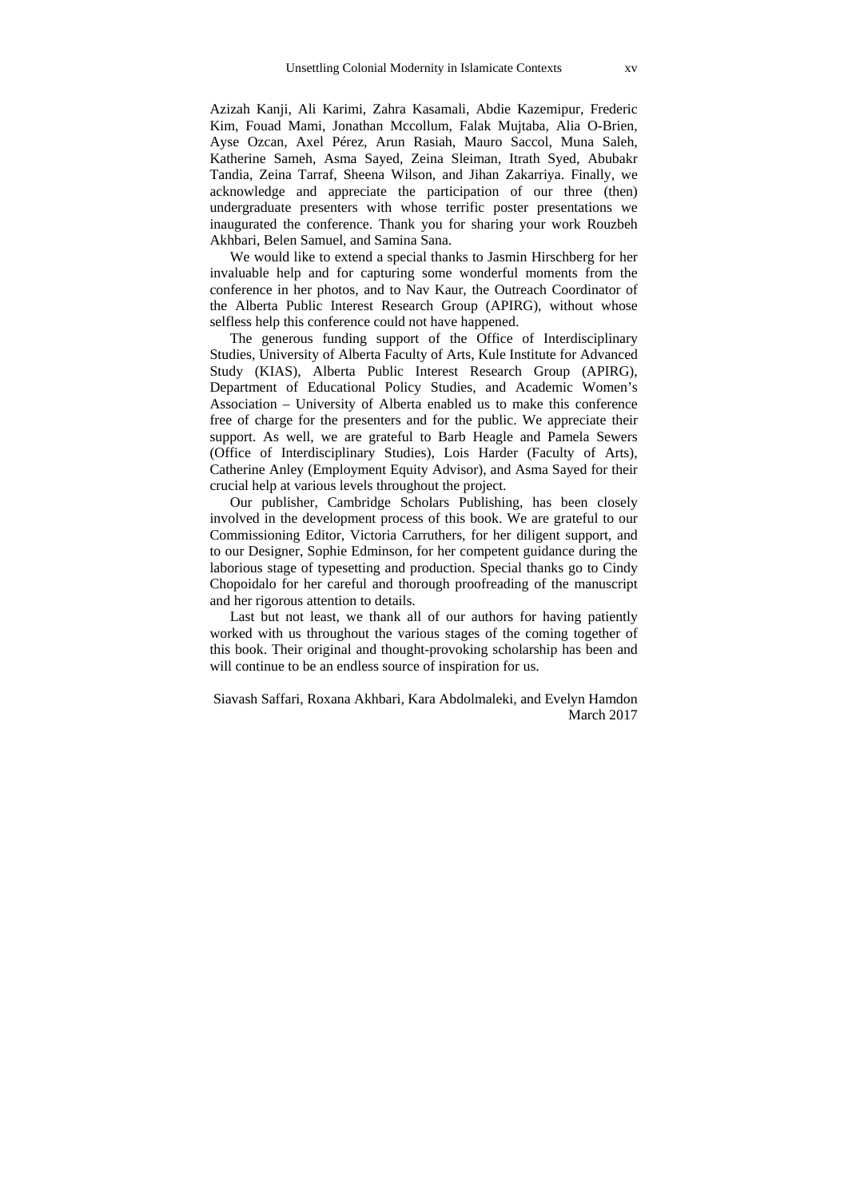Azizah Kanji, Ali Karimi, Zahra Kasamali, Abdie Kazemipur, Frederic Kim, Fouad Mami, Jonathan Mccollum, Falak Mujtaba, Alia O-Brien, Ayse Ozcan, Axel Pérez, Arun Rasiah, Mauro Saccol, Muna Saleh, Katherine Sameh, Asma Sayed, Zeina Sleiman, Itrath Syed, Abubakr Tandia, Zeina Tarraf, Sheena Wilson, and Jihan Zakarriya. Finally, we acknowledge and appreciate the participation of our three (then) undergraduate presenters with whose terrific poster presentations we inaugurated the conference. Thank you for sharing your work Rouzbeh Akhbari, Belen Samuel, and Samina Sana.

We would like to extend a special thanks to Jasmin Hirschberg for her invaluable help and for capturing some wonderful moments from the conference in her photos, and to Nav Kaur, the Outreach Coordinator of the Alberta Public Interest Research Group (APIRG), without whose selfless help this conference could not have happened.

The generous funding support of the Office of Interdisciplinary Studies, University of Alberta Faculty of Arts, Kule Institute for Advanced Study (KIAS), Alberta Public Interest Research Group (APIRG), Department of Educational Policy Studies, and Academic Women's Association – University of Alberta enabled us to make this conference free of charge for the presenters and for the public. We appreciate their support. As well, we are grateful to Barb Heagle and Pamela Sewers (Office of Interdisciplinary Studies), Lois Harder (Faculty of Arts), Catherine Anley (Employment Equity Advisor), and Asma Sayed for their crucial help at various levels throughout the project.

Our publisher, Cambridge Scholars Publishing, has been closely involved in the development process of this book. We are grateful to our Commissioning Editor, Victoria Carruthers, for her diligent support, and to our Designer, Sophie Edminson, for her competent guidance during the laborious stage of typesetting and production. Special thanks go to Cindy Chopoidalo for her careful and thorough proofreading of the manuscript and her rigorous attention to details.

Last but not least, we thank all of our authors for having patiently worked with us throughout the various stages of the coming together of this book. Their original and thought-provoking scholarship has been and will continue to be an endless source of inspiration for us.

Siavash Saffari, Roxana Akhbari, Kara Abdolmaleki, and Evelyn Hamdon
March 2017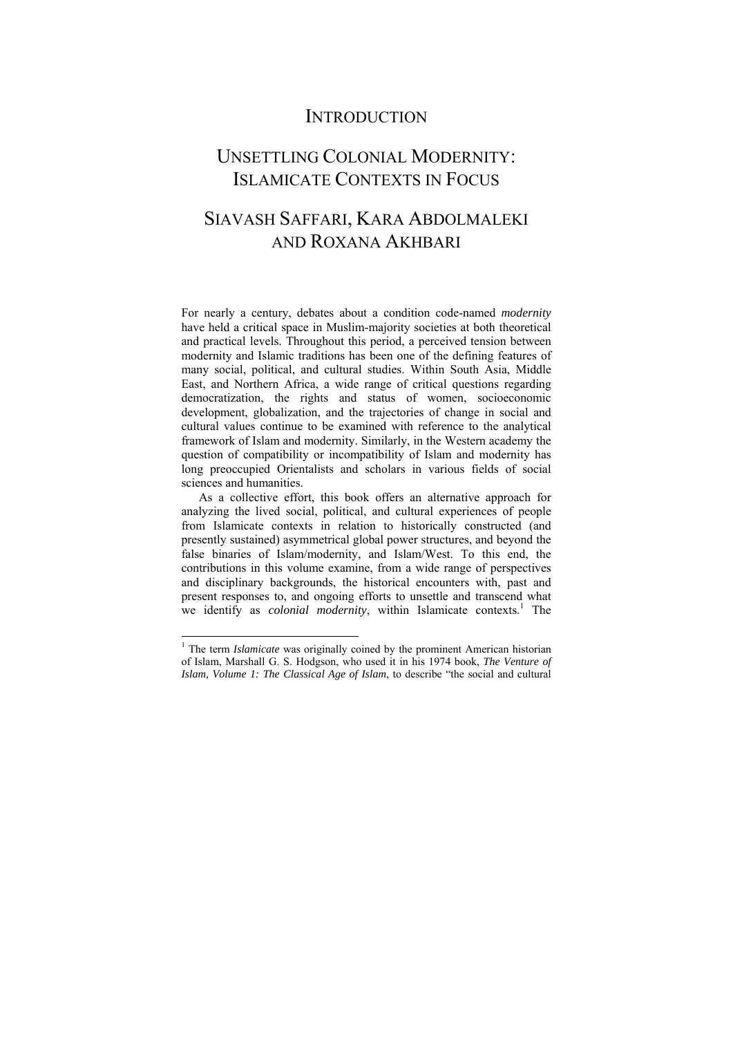# INTRODUCTION

## UNSETTLING COLONIAL MODERNITY: ISLAMICATE CONTEXTS IN FOCUS

### SIAVASH SAFFARI, KARA ABDOLMALEKI AND ROXANA AKHBARI

For nearly a century, debates about a condition code-named *modernity* have held a critical space in Muslim-majority societies at both theoretical and practical levels. Throughout this period, a perceived tension between modernity and Islamic traditions has been one of the defining features of many social, political, and cultural studies. Within South Asia, Middle East, and Northern Africa, a wide range of critical questions regarding democratization, the rights and status of women, socioeconomic development, globalization, and the trajectories of change in social and cultural values continue to be examined with reference to the analytical framework of Islam and modernity. Similarly, in the Western academy the question of compatibility or incompatibility of Islam and modernity has long preoccupied Orientalists and scholars in various fields of social sciences and humanities.

As a collective effort, this book offers an alternative approach for analyzing the lived social, political, and cultural experiences of people from Islamicate contexts in relation to historically constructed (and presently sustained) asymmetrical global power structures, and beyond the false binaries of Islam/modernity, and Islam/West. To this end, the contributions in this volume examine, from a wide range of perspectives and disciplinary backgrounds, the historical encounters with, past and present responses to, and ongoing efforts to unsettle and transcend what we identify as *colonial modernity*, within Islamicate contexts.[1] The

---

[1] The term *Islamicate* was originally coined by the prominent American historian of Islam, Marshall G. S. Hodgson, who used it in his 1974 book, *The Venture of Islam, Volume 1: The Classical Age of Islam*, to describe "the social and cultural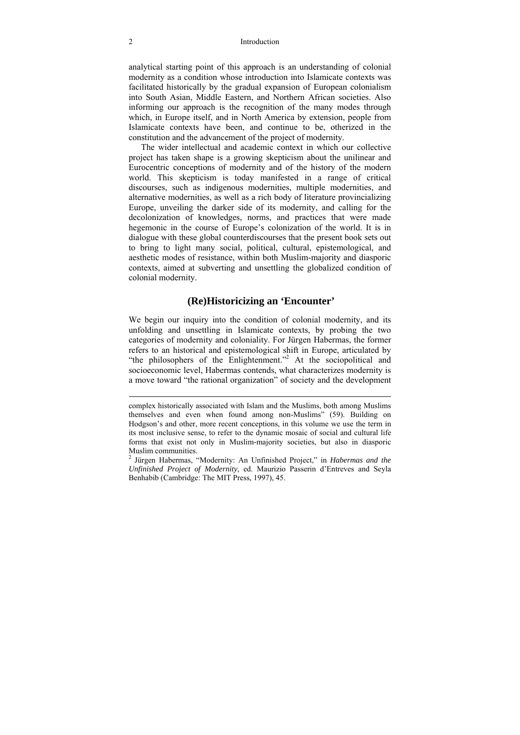analytical starting point of this approach is an understanding of colonial modernity as a condition whose introduction into Islamicate contexts was facilitated historically by the gradual expansion of European colonialism into South Asian, Middle Eastern, and Northern African societies. Also informing our approach is the recognition of the many modes through which, in Europe itself, and in North America by extension, people from Islamicate contexts have been, and continue to be, otherized in the constitution and the advancement of the project of modernity.

The wider intellectual and academic context in which our collective project has taken shape is a growing skepticism about the unilinear and Eurocentric conceptions of modernity and of the history of the modern world. This skepticism is today manifested in a range of critical discourses, such as indigenous modernities, multiple modernities, and alternative modernities, as well as a rich body of literature provincializing Europe, unveiling the darker side of its modernity, and calling for the decolonization of knowledges, norms, and practices that were made hegemonic in the course of Europe's colonization of the world. It is in dialogue with these global counterdiscourses that the present book sets out to bring to light many social, political, cultural, epistemological, and aesthetic modes of resistance, within both Muslim-majority and diasporic contexts, aimed at subverting and unsettling the globalized condition of colonial modernity.

## (Re)Historicizing an 'Encounter'

We begin our inquiry into the condition of colonial modernity, and its unfolding and unsettling in Islamicate contexts, by probing the two categories of modernity and coloniality. For Jürgen Habermas, the former refers to an historical and epistemological shift in Europe, articulated by "the philosophers of the Enlightenment."[2] At the sociopolitical and socioeconomic level, Habermas contends, what characterizes modernity is a move toward "the rational organization" of society and the development

---

complex historically associated with Islam and the Muslims, both among Muslims themselves and even when found among non-Muslims" (59). Building on Hodgson's and other, more recent conceptions, in this volume we use the term in its most inclusive sense, to refer to the dynamic mosaic of social and cultural life forms that exist not only in Muslim-majority societies, but also in diasporic Muslim communities.

[2] Jürgen Habermas, "Modernity: An Unfinished Project," in *Habermas and the Unfinished Project of Modernity*, ed. Maurizio Passerin d'Entreves and Seyla Benhabib (Cambridge: The MIT Press, 1997), 45.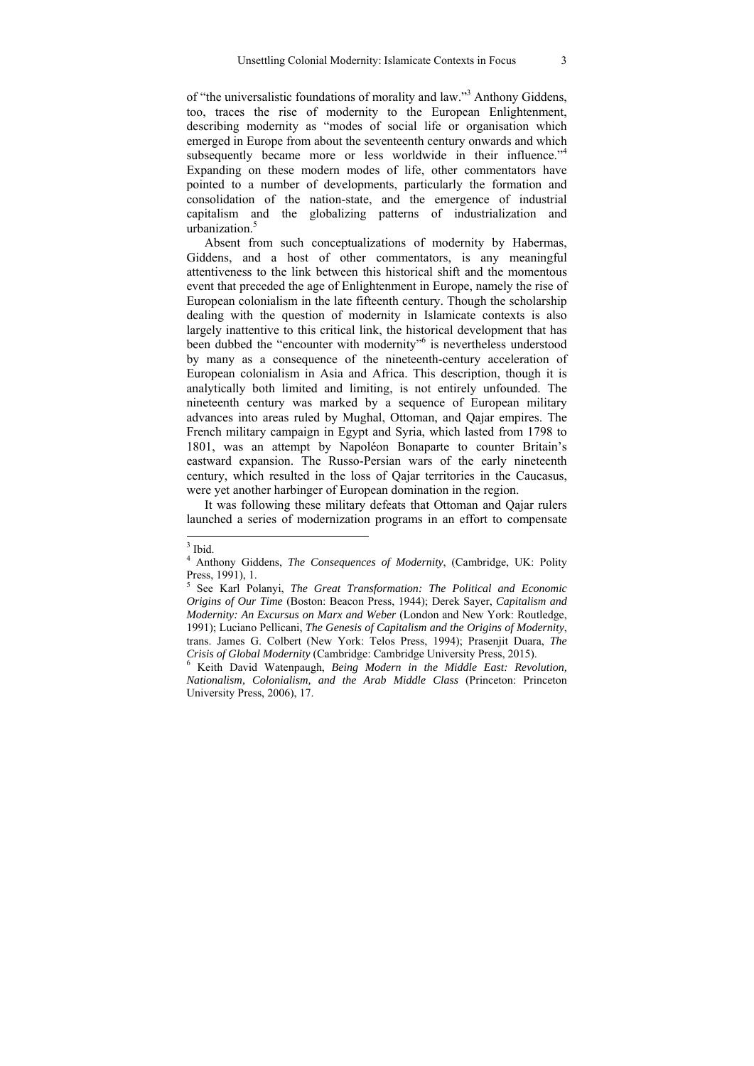of "the universalistic foundations of morality and law."[3] Anthony Giddens, too, traces the rise of modernity to the European Enlightenment, describing modernity as "modes of social life or organisation which emerged in Europe from about the seventeenth century onwards and which subsequently became more or less worldwide in their influence."[4] Expanding on these modern modes of life, other commentators have pointed to a number of developments, particularly the formation and consolidation of the nation-state, and the emergence of industrial capitalism and the globalizing patterns of industrialization and urbanization.[5]

Absent from such conceptualizations of modernity by Habermas, Giddens, and a host of other commentators, is any meaningful attentiveness to the link between this historical shift and the momentous event that preceded the age of Enlightenment in Europe, namely the rise of European colonialism in the late fifteenth century. Though the scholarship dealing with the question of modernity in Islamicate contexts is also largely inattentive to this critical link, the historical development that has been dubbed the "encounter with modernity"[6] is nevertheless understood by many as a consequence of the nineteenth-century acceleration of European colonialism in Asia and Africa. This description, though it is analytically both limited and limiting, is not entirely unfounded. The nineteenth century was marked by a sequence of European military advances into areas ruled by Mughal, Ottoman, and Qajar empires. The French military campaign in Egypt and Syria, which lasted from 1798 to 1801, was an attempt by Napoléon Bonaparte to counter Britain's eastward expansion. The Russo-Persian wars of the early nineteenth century, which resulted in the loss of Qajar territories in the Caucasus, were yet another harbinger of European domination in the region.

It was following these military defeats that Ottoman and Qajar rulers launched a series of modernization programs in an effort to compensate

---

[3] Ibid.

[4] Anthony Giddens, *The Consequences of Modernity*, (Cambridge, UK: Polity Press, 1991), 1.

[5] See Karl Polanyi, *The Great Transformation: The Political and Economic Origins of Our Time* (Boston: Beacon Press, 1944); Derek Sayer, *Capitalism and Modernity: An Excursus on Marx and Weber* (London and New York: Routledge, 1991); Luciano Pellicani, *The Genesis of Capitalism and the Origins of Modernity*, trans. James G. Colbert (New York: Telos Press, 1994); Prasenjit Duara, *The Crisis of Global Modernity* (Cambridge: Cambridge University Press, 2015).

[6] Keith David Watenpaugh, *Being Modern in the Middle East: Revolution, Nationalism, Colonialism, and the Arab Middle Class* (Princeton: Princeton University Press, 2006), 17.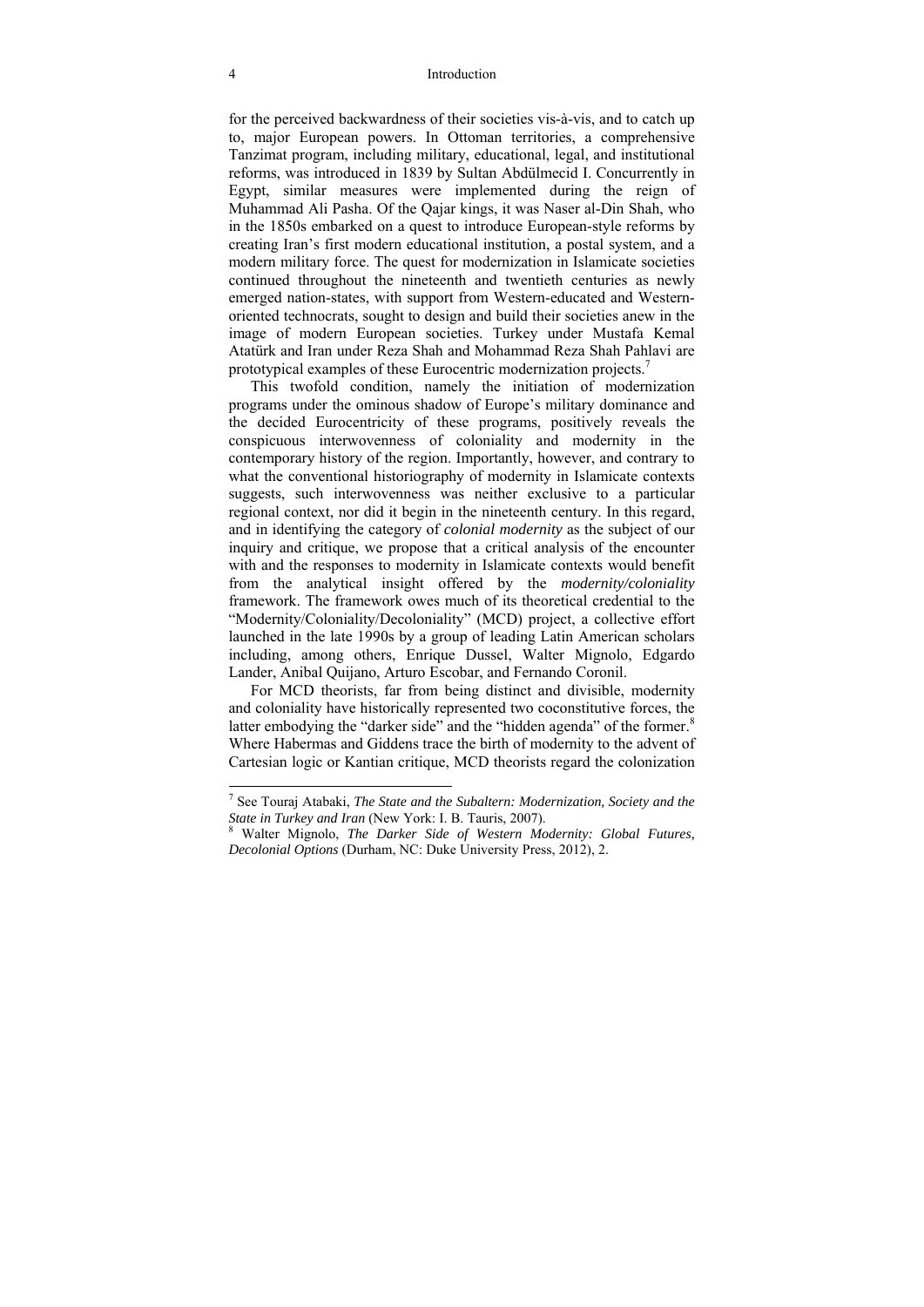for the perceived backwardness of their societies vis-à-vis, and to catch up to, major European powers. In Ottoman territories, a comprehensive Tanzimat program, including military, educational, legal, and institutional reforms, was introduced in 1839 by Sultan Abdülmecid I. Concurrently in Egypt, similar measures were implemented during the reign of Muhammad Ali Pasha. Of the Qajar kings, it was Naser al-Din Shah, who in the 1850s embarked on a quest to introduce European-style reforms by creating Iran's first modern educational institution, a postal system, and a modern military force. The quest for modernization in Islamicate societies continued throughout the nineteenth and twentieth centuries as newly emerged nation-states, with support from Western-educated and Western-oriented technocrats, sought to design and build their societies anew in the image of modern European societies. Turkey under Mustafa Kemal Atatürk and Iran under Reza Shah and Mohammad Reza Shah Pahlavi are prototypical examples of these Eurocentric modernization projects.[7]

This twofold condition, namely the initiation of modernization programs under the ominous shadow of Europe's military dominance and the decided Eurocentricity of these programs, positively reveals the conspicuous interwovenness of coloniality and modernity in the contemporary history of the region. Importantly, however, and contrary to what the conventional historiography of modernity in Islamicate contexts suggests, such interwovenness was neither exclusive to a particular regional context, nor did it begin in the nineteenth century. In this regard, and in identifying the category of *colonial modernity* as the subject of our inquiry and critique, we propose that a critical analysis of the encounter with and the responses to modernity in Islamicate contexts would benefit from the analytical insight offered by the *modernity/coloniality* framework. The framework owes much of its theoretical credential to the "Modernity/Coloniality/Decoloniality" (MCD) project, a collective effort launched in the late 1990s by a group of leading Latin American scholars including, among others, Enrique Dussel, Walter Mignolo, Edgardo Lander, Anibal Quijano, Arturo Escobar, and Fernando Coronil.

For MCD theorists, far from being distinct and divisible, modernity and coloniality have historically represented two coconstitutive forces, the latter embodying the "darker side" and the "hidden agenda" of the former.[8] Where Habermas and Giddens trace the birth of modernity to the advent of Cartesian logic or Kantian critique, MCD theorists regard the colonization

---

[7] See Touraj Atabaki, *The State and the Subaltern: Modernization, Society and the State in Turkey and Iran* (New York: I. B. Tauris, 2007).

[8] Walter Mignolo, *The Darker Side of Western Modernity: Global Futures, Decolonial Options* (Durham, NC: Duke University Press, 2012), 2.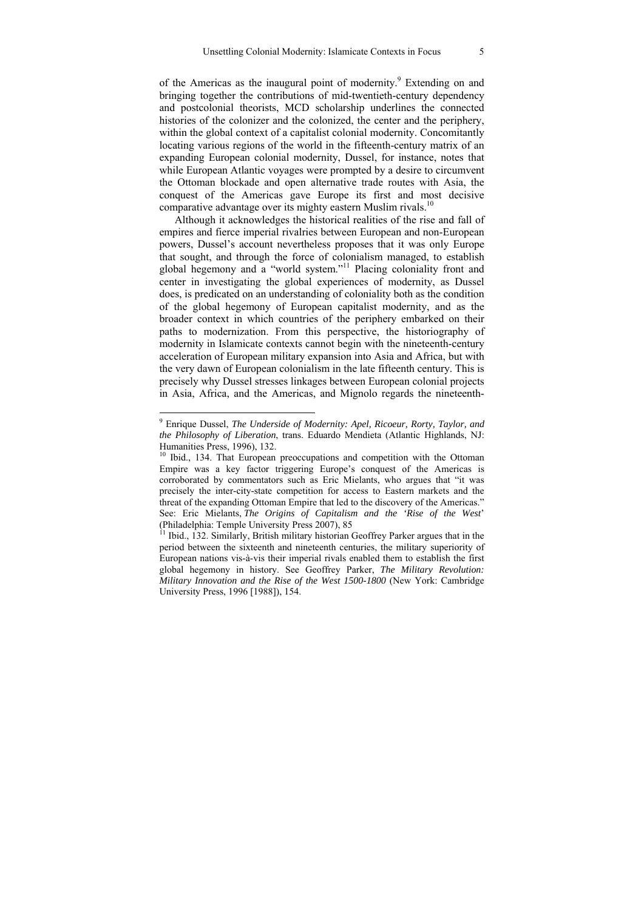of the Americas as the inaugural point of modernity.[9] Extending on and bringing together the contributions of mid-twentieth-century dependency and postcolonial theorists, MCD scholarship underlines the connected histories of the colonizer and the colonized, the center and the periphery, within the global context of a capitalist colonial modernity. Concomitantly locating various regions of the world in the fifteenth-century matrix of an expanding European colonial modernity, Dussel, for instance, notes that while European Atlantic voyages were prompted by a desire to circumvent the Ottoman blockade and open alternative trade routes with Asia, the conquest of the Americas gave Europe its first and most decisive comparative advantage over its mighty eastern Muslim rivals.[10]

Although it acknowledges the historical realities of the rise and fall of empires and fierce imperial rivalries between European and non-European powers, Dussel's account nevertheless proposes that it was only Europe that sought, and through the force of colonialism managed, to establish global hegemony and a "world system."[11] Placing coloniality front and center in investigating the global experiences of modernity, as Dussel does, is predicated on an understanding of coloniality both as the condition of the global hegemony of European capitalist modernity, and as the broader context in which countries of the periphery embarked on their paths to modernization. From this perspective, the historiography of modernity in Islamicate contexts cannot begin with the nineteenth-century acceleration of European military expansion into Asia and Africa, but with the very dawn of European colonialism in the late fifteenth century. This is precisely why Dussel stresses linkages between European colonial projects in Asia, Africa, and the Americas, and Mignolo regards the nineteenth-

---

[9] Enrique Dussel, *The Underside of Modernity: Apel, Ricoeur, Rorty, Taylor, and the Philosophy of Liberation*, trans. Eduardo Mendieta (Atlantic Highlands, NJ: Humanities Press, 1996), 132.

[10] Ibid., 134. That European preoccupations and competition with the Ottoman Empire was a key factor triggering Europe's conquest of the Americas is corroborated by commentators such as Eric Mielants, who argues that "it was precisely the inter-city-state competition for access to Eastern markets and the threat of the expanding Ottoman Empire that led to the discovery of the Americas." See: Eric Mielants, *The Origins of Capitalism and the 'Rise of the West'* (Philadelphia: Temple University Press 2007), 85

[11] Ibid., 132. Similarly, British military historian Geoffrey Parker argues that in the period between the sixteenth and nineteenth centuries, the military superiority of European nations vis-à-vis their imperial rivals enabled them to establish the first global hegemony in history. See Geoffrey Parker, *The Military Revolution: Military Innovation and the Rise of the West 1500-1800* (New York: Cambridge University Press, 1996 [1988]), 154.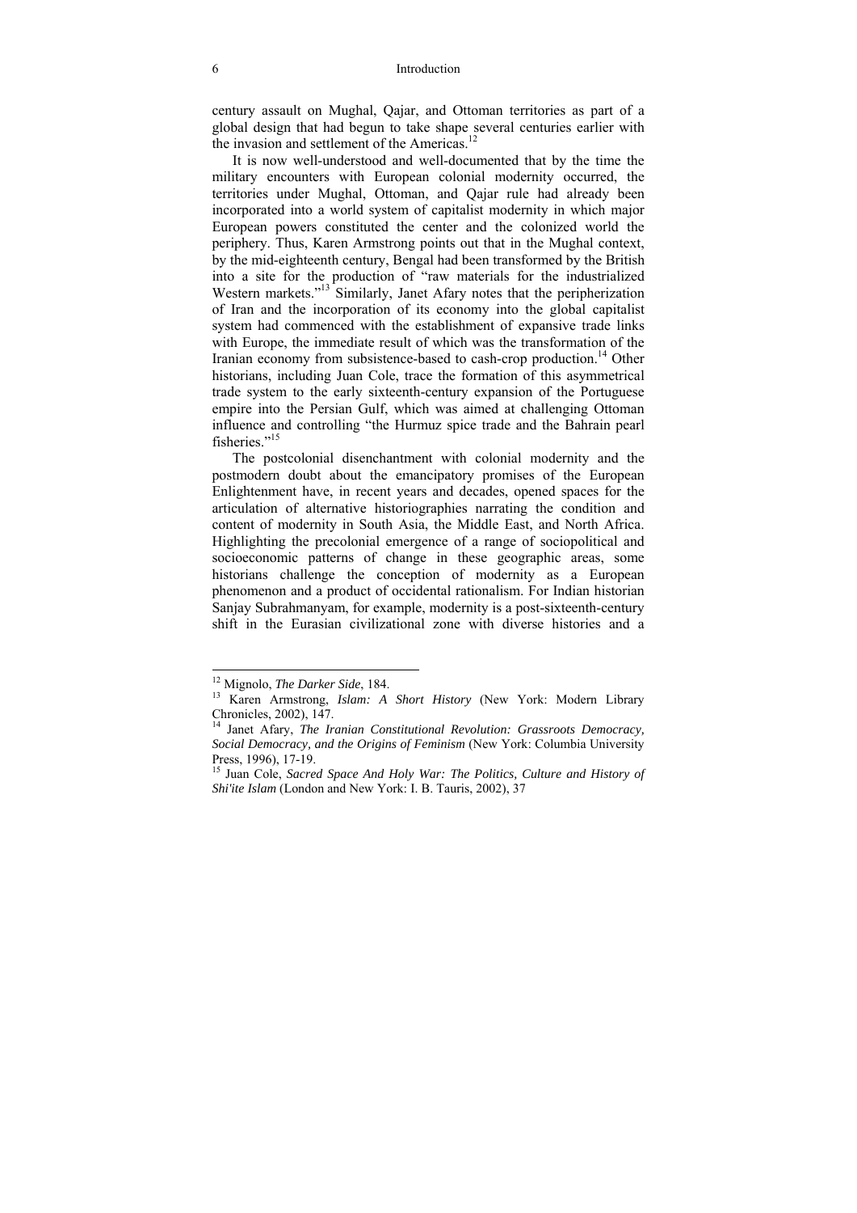century assault on Mughal, Qajar, and Ottoman territories as part of a global design that had begun to take shape several centuries earlier with the invasion and settlement of the Americas.[12]

It is now well-understood and well-documented that by the time the military encounters with European colonial modernity occurred, the territories under Mughal, Ottoman, and Qajar rule had already been incorporated into a world system of capitalist modernity in which major European powers constituted the center and the colonized world the periphery. Thus, Karen Armstrong points out that in the Mughal context, by the mid-eighteenth century, Bengal had been transformed by the British into a site for the production of "raw materials for the industrialized Western markets."[13] Similarly, Janet Afary notes that the peripherization of Iran and the incorporation of its economy into the global capitalist system had commenced with the establishment of expansive trade links with Europe, the immediate result of which was the transformation of the Iranian economy from subsistence-based to cash-crop production.[14] Other historians, including Juan Cole, trace the formation of this asymmetrical trade system to the early sixteenth-century expansion of the Portuguese empire into the Persian Gulf, which was aimed at challenging Ottoman influence and controlling "the Hurmuz spice trade and the Bahrain pearl fisheries."[15]

The postcolonial disenchantment with colonial modernity and the postmodern doubt about the emancipatory promises of the European Enlightenment have, in recent years and decades, opened spaces for the articulation of alternative historiographies narrating the condition and content of modernity in South Asia, the Middle East, and North Africa. Highlighting the precolonial emergence of a range of sociopolitical and socioeconomic patterns of change in these geographic areas, some historians challenge the conception of modernity as a European phenomenon and a product of occidental rationalism. For Indian historian Sanjay Subrahmanyam, for example, modernity is a post-sixteenth-century shift in the Eurasian civilizational zone with diverse histories and a

---

[12] Mignolo, *The Darker Side*, 184.

[13] Karen Armstrong, *Islam: A Short History* (New York: Modern Library Chronicles, 2002), 147.

[14] Janet Afary, *The Iranian Constitutional Revolution: Grassroots Democracy, Social Democracy, and the Origins of Feminism* (New York: Columbia University Press, 1996), 17-19.

[15] Juan Cole, *Sacred Space And Holy War: The Politics, Culture and History of Shi'ite Islam* (London and New York: I. B. Tauris, 2002), 37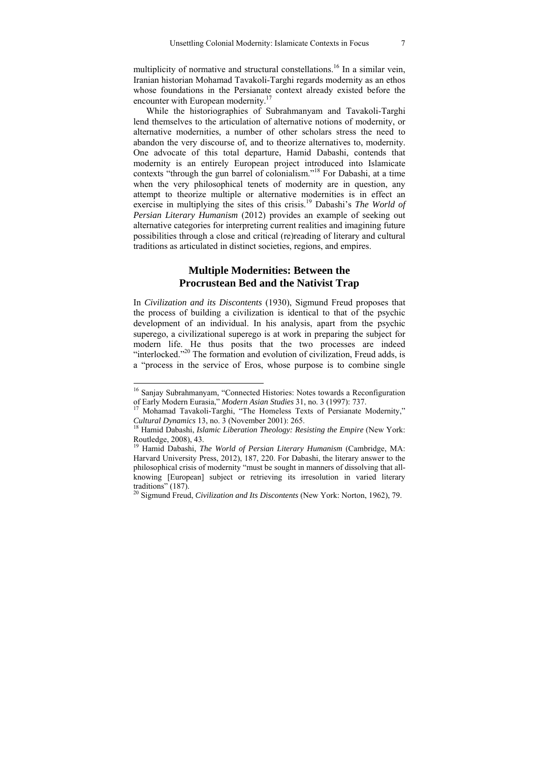multiplicity of normative and structural constellations.[16] In a similar vein, Iranian historian Mohamad Tavakoli-Targhi regards modernity as an ethos whose foundations in the Persianate context already existed before the encounter with European modernity.[17]

While the historiographies of Subrahmanyam and Tavakoli-Targhi lend themselves to the articulation of alternative notions of modernity, or alternative modernities, a number of other scholars stress the need to abandon the very discourse of, and to theorize alternatives to, modernity. One advocate of this total departure, Hamid Dabashi, contends that modernity is an entirely European project introduced into Islamicate contexts "through the gun barrel of colonialism."[18] For Dabashi, at a time when the very philosophical tenets of modernity are in question, any attempt to theorize multiple or alternative modernities is in effect an exercise in multiplying the sites of this crisis.[19] Dabashi's *The World of Persian Literary Humanism* (2012) provides an example of seeking out alternative categories for interpreting current realities and imagining future possibilities through a close and critical (re)reading of literary and cultural traditions as articulated in distinct societies, regions, and empires.

## Multiple Modernities: Between the Procrustean Bed and the Nativist Trap

In *Civilization and its Discontents* (1930), Sigmund Freud proposes that the process of building a civilization is identical to that of the psychic development of an individual. In his analysis, apart from the psychic superego, a civilizational superego is at work in preparing the subject for modern life. He thus posits that the two processes are indeed "interlocked."[20] The formation and evolution of civilization, Freud adds, is a "process in the service of Eros, whose purpose is to combine single

---

[16] Sanjay Subrahmanyam, "Connected Histories: Notes towards a Reconfiguration of Early Modern Eurasia," *Modern Asian Studies* 31, no. 3 (1997): 737.

[17] Mohamad Tavakoli-Targhi, "The Homeless Texts of Persianate Modernity," *Cultural Dynamics* 13, no. 3 (November 2001): 265.

[18] Hamid Dabashi, *Islamic Liberation Theology: Resisting the Empire* (New York: Routledge, 2008), 43.

[19] Hamid Dabashi, *The World of Persian Literary Humanism* (Cambridge, MA: Harvard University Press, 2012), 187, 220. For Dabashi, the literary answer to the philosophical crisis of modernity "must be sought in manners of dissolving that all-knowing [European] subject or retrieving its irresolution in varied literary traditions" (187).

[20] Sigmund Freud, *Civilization and Its Discontents* (New York: Norton, 1962), 79.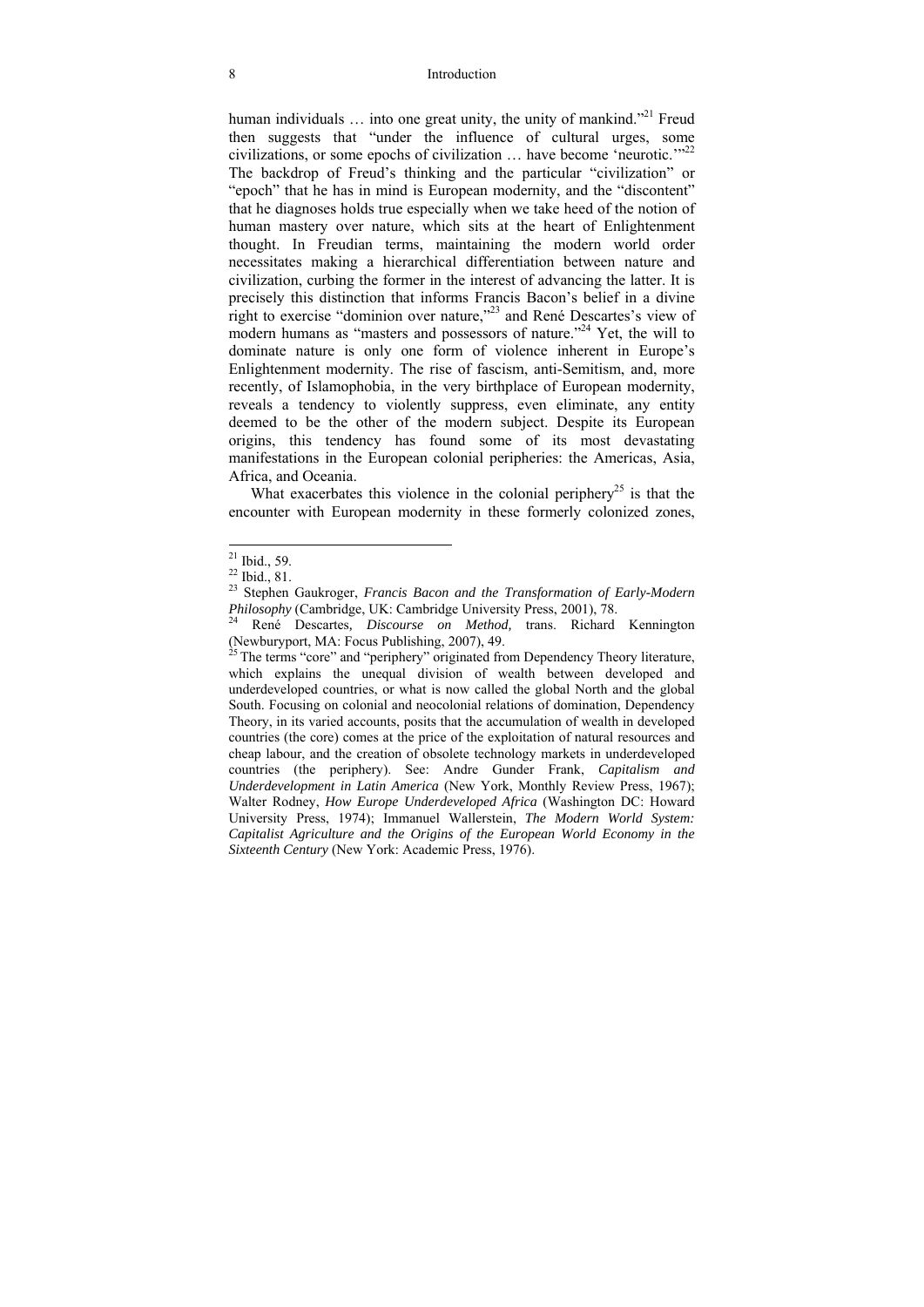human individuals … into one great unity, the unity of mankind."[21] Freud then suggests that "under the influence of cultural urges, some civilizations, or some epochs of civilization … have become 'neurotic.'"[22] The backdrop of Freud's thinking and the particular "civilization" or "epoch" that he has in mind is European modernity, and the "discontent" that he diagnoses holds true especially when we take heed of the notion of human mastery over nature, which sits at the heart of Enlightenment thought. In Freudian terms, maintaining the modern world order necessitates making a hierarchical differentiation between nature and civilization, curbing the former in the interest of advancing the latter. It is precisely this distinction that informs Francis Bacon's belief in a divine right to exercise "dominion over nature,"[23] and René Descartes's view of modern humans as "masters and possessors of nature."[24] Yet, the will to dominate nature is only one form of violence inherent in Europe's Enlightenment modernity. The rise of fascism, anti-Semitism, and, more recently, of Islamophobia, in the very birthplace of European modernity, reveals a tendency to violently suppress, even eliminate, any entity deemed to be the other of the modern subject. Despite its European origins, this tendency has found some of its most devastating manifestations in the European colonial peripheries: the Americas, Asia, Africa, and Oceania.

What exacerbates this violence in the colonial periphery[25] is that the encounter with European modernity in these formerly colonized zones,

---

[21] Ibid., 59.

[22] Ibid., 81.

[23] Stephen Gaukroger, *Francis Bacon and the Transformation of Early-Modern Philosophy* (Cambridge, UK: Cambridge University Press, 2001), 78.

[24] René Descartes, *Discourse on Method,* trans. Richard Kennington (Newburyport, MA: Focus Publishing, 2007), 49.

[25] The terms "core" and "periphery" originated from Dependency Theory literature, which explains the unequal division of wealth between developed and underdeveloped countries, or what is now called the global North and the global South. Focusing on colonial and neocolonial relations of domination, Dependency Theory, in its varied accounts, posits that the accumulation of wealth in developed countries (the core) comes at the price of the exploitation of natural resources and cheap labour, and the creation of obsolete technology markets in underdeveloped countries (the periphery). See: Andre Gunder Frank, *Capitalism and Underdevelopment in Latin America* (New York, Monthly Review Press, 1967); Walter Rodney, *How Europe Underdeveloped Africa* (Washington DC: Howard University Press, 1974); Immanuel Wallerstein, *The Modern World System: Capitalist Agriculture and the Origins of the European World Economy in the Sixteenth Century* (New York: Academic Press, 1976).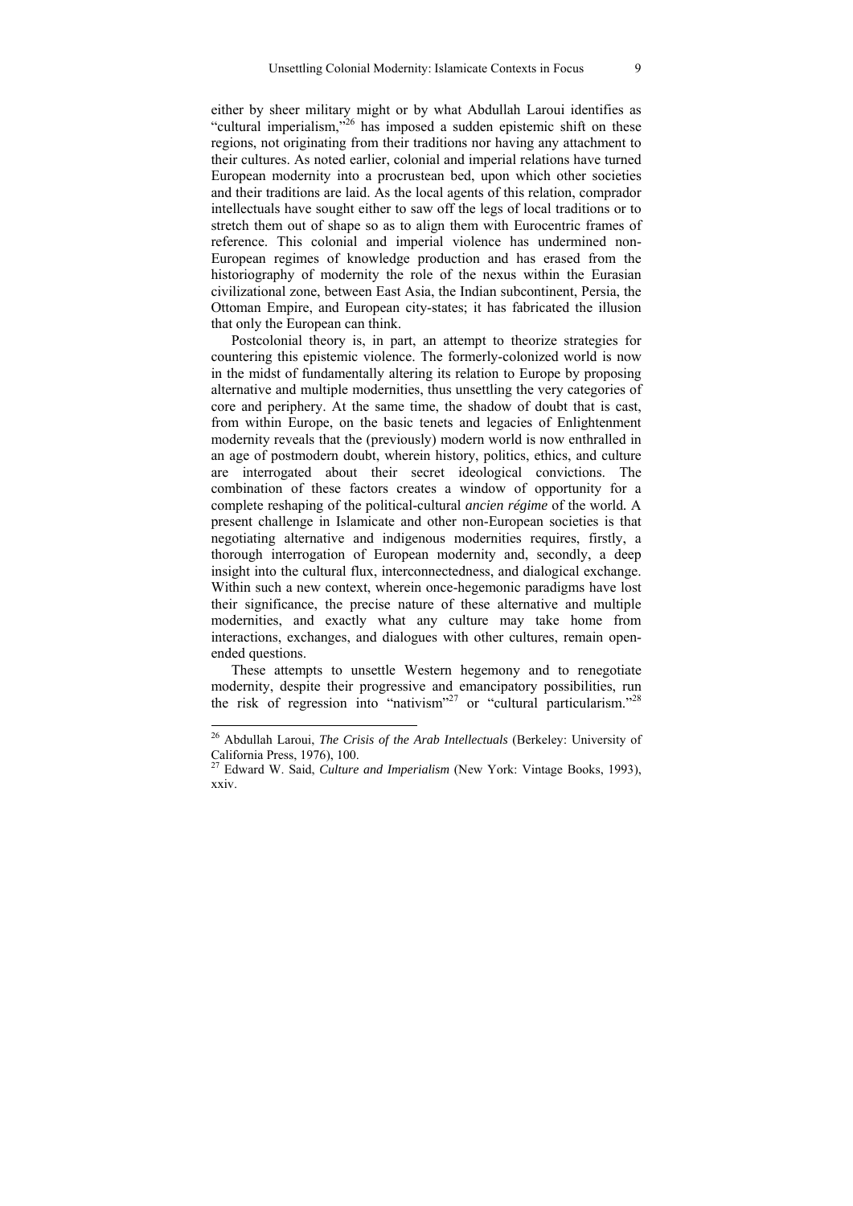either by sheer military might or by what Abdullah Laroui identifies as "cultural imperialism,"[26] has imposed a sudden epistemic shift on these regions, not originating from their traditions nor having any attachment to their cultures. As noted earlier, colonial and imperial relations have turned European modernity into a procrustean bed, upon which other societies and their traditions are laid. As the local agents of this relation, comprador intellectuals have sought either to saw off the legs of local traditions or to stretch them out of shape so as to align them with Eurocentric frames of reference. This colonial and imperial violence has undermined non-European regimes of knowledge production and has erased from the historiography of modernity the role of the nexus within the Eurasian civilizational zone, between East Asia, the Indian subcontinent, Persia, the Ottoman Empire, and European city-states; it has fabricated the illusion that only the European can think.

Postcolonial theory is, in part, an attempt to theorize strategies for countering this epistemic violence. The formerly-colonized world is now in the midst of fundamentally altering its relation to Europe by proposing alternative and multiple modernities, thus unsettling the very categories of core and periphery. At the same time, the shadow of doubt that is cast, from within Europe, on the basic tenets and legacies of Enlightenment modernity reveals that the (previously) modern world is now enthralled in an age of postmodern doubt, wherein history, politics, ethics, and culture are interrogated about their secret ideological convictions. The combination of these factors creates a window of opportunity for a complete reshaping of the political-cultural *ancien régime* of the world. A present challenge in Islamicate and other non-European societies is that negotiating alternative and indigenous modernities requires, firstly, a thorough interrogation of European modernity and, secondly, a deep insight into the cultural flux, interconnectedness, and dialogical exchange. Within such a new context, wherein once-hegemonic paradigms have lost their significance, the precise nature of these alternative and multiple modernities, and exactly what any culture may take home from interactions, exchanges, and dialogues with other cultures, remain open-ended questions.

These attempts to unsettle Western hegemony and to renegotiate modernity, despite their progressive and emancipatory possibilities, run the risk of regression into "nativism"[27] or "cultural particularism."[28]

---

[26] Abdullah Laroui, *The Crisis of the Arab Intellectuals* (Berkeley: University of California Press, 1976), 100.

[27] Edward W. Said, *Culture and Imperialism* (New York: Vintage Books, 1993), xxiv.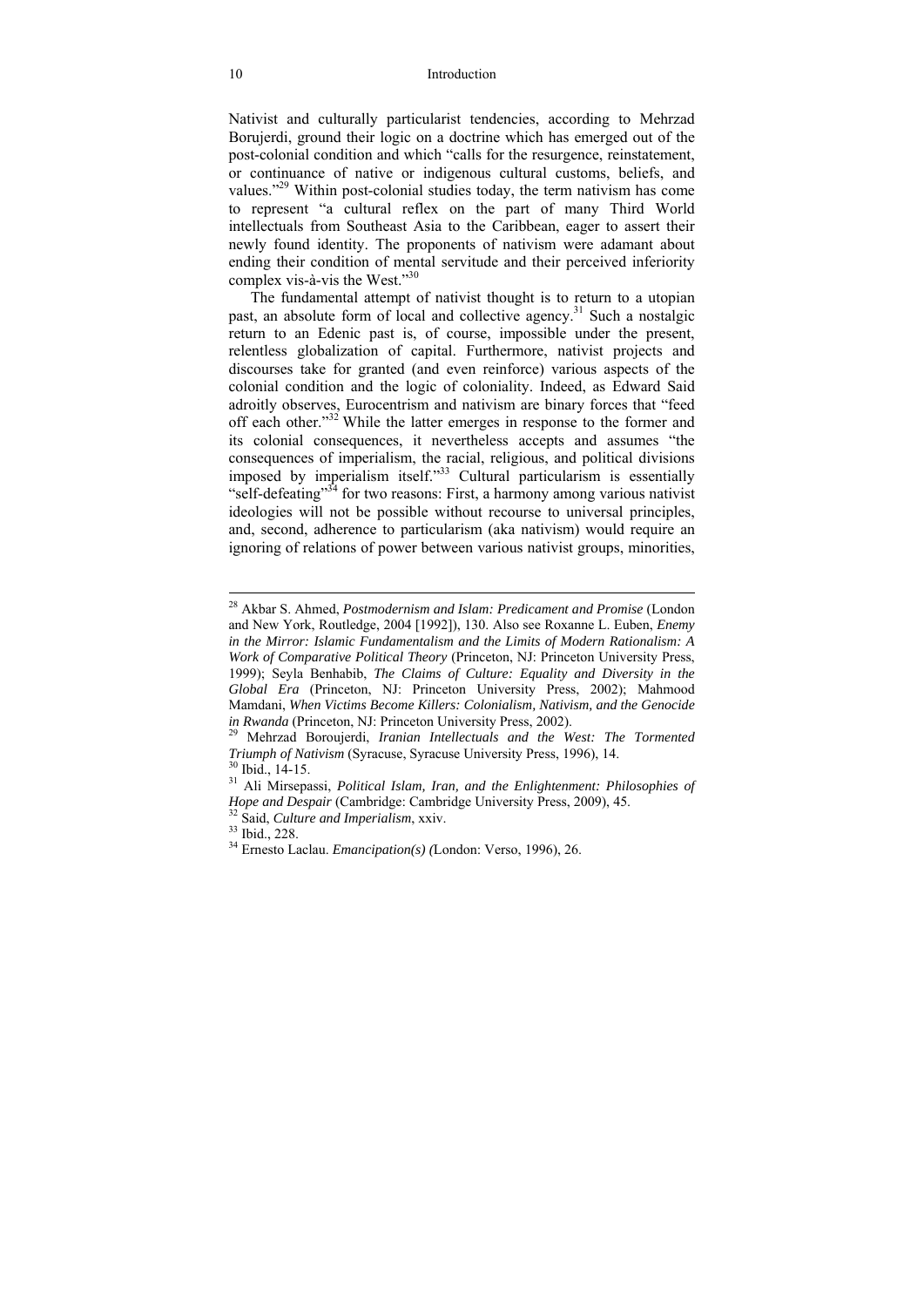Nativist and culturally particularist tendencies, according to Mehrzad Borujerdi, ground their logic on a doctrine which has emerged out of the post-colonial condition and which "calls for the resurgence, reinstatement, or continuance of native or indigenous cultural customs, beliefs, and values."[29] Within post-colonial studies today, the term nativism has come to represent "a cultural reflex on the part of many Third World intellectuals from Southeast Asia to the Caribbean, eager to assert their newly found identity. The proponents of nativism were adamant about ending their condition of mental servitude and their perceived inferiority complex vis-à-vis the West."[30]

The fundamental attempt of nativist thought is to return to a utopian past, an absolute form of local and collective agency.[31] Such a nostalgic return to an Edenic past is, of course, impossible under the present, relentless globalization of capital. Furthermore, nativist projects and discourses take for granted (and even reinforce) various aspects of the colonial condition and the logic of coloniality. Indeed, as Edward Said adroitly observes, Eurocentrism and nativism are binary forces that "feed off each other."[32] While the latter emerges in response to the former and its colonial consequences, it nevertheless accepts and assumes "the consequences of imperialism, the racial, religious, and political divisions imposed by imperialism itself."[33] Cultural particularism is essentially "self-defeating"[34] for two reasons: First, a harmony among various nativist ideologies will not be possible without recourse to universal principles, and, second, adherence to particularism (aka nativism) would require an ignoring of relations of power between various nativist groups, minorities,

---

[28] Akbar S. Ahmed, *Postmodernism and Islam: Predicament and Promise* (London and New York, Routledge, 2004 [1992]), 130. Also see Roxanne L. Euben, *Enemy in the Mirror: Islamic Fundamentalism and the Limits of Modern Rationalism: A Work of Comparative Political Theory* (Princeton, NJ: Princeton University Press, 1999); Seyla Benhabib, *The Claims of Culture: Equality and Diversity in the Global Era* (Princeton, NJ: Princeton University Press, 2002); Mahmood Mamdani, *When Victims Become Killers: Colonialism, Nativism, and the Genocide in Rwanda* (Princeton, NJ: Princeton University Press, 2002).

[29] Mehrzad Boroujerdi, *Iranian Intellectuals and the West: The Tormented Triumph of Nativism* (Syracuse, Syracuse University Press, 1996), 14.

[30] Ibid., 14-15.

[31] Ali Mirsepassi, *Political Islam, Iran, and the Enlightenment: Philosophies of Hope and Despair* (Cambridge: Cambridge University Press, 2009), 45.

[32] Said, *Culture and Imperialism*, xxiv.

[33] Ibid., 228.

[34] Ernesto Laclau. *Emancipation(s)* (London: Verso, 1996), 26.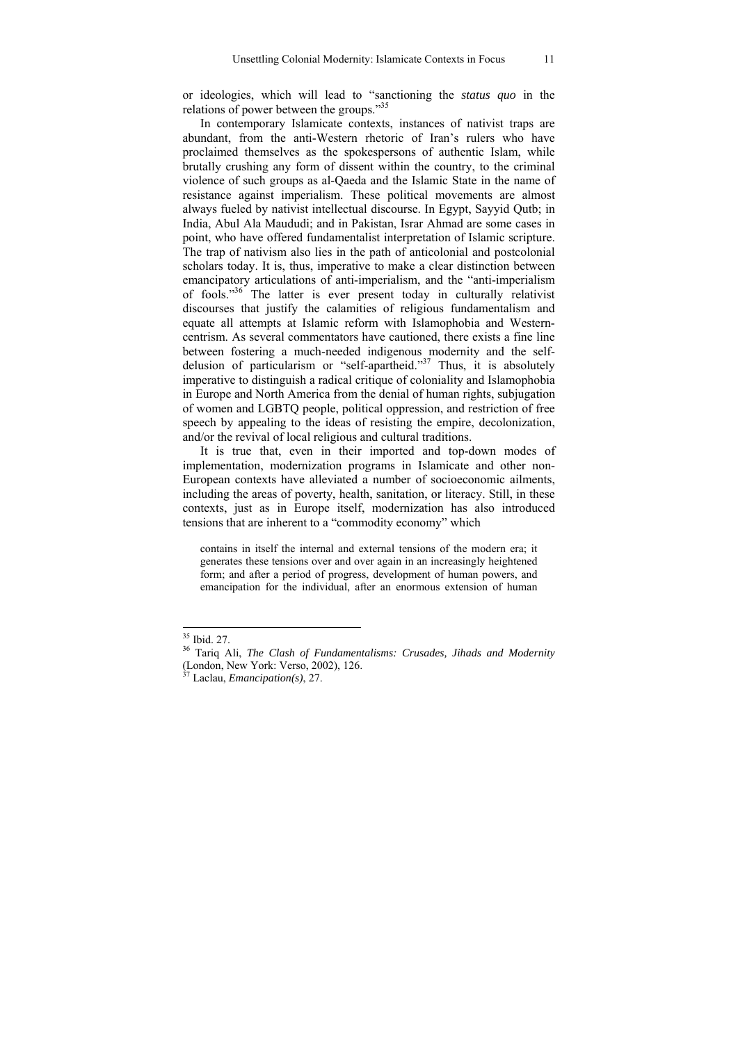or ideologies, which will lead to "sanctioning the *status quo* in the relations of power between the groups."[35]

In contemporary Islamicate contexts, instances of nativist traps are abundant, from the anti-Western rhetoric of Iran's rulers who have proclaimed themselves as the spokespersons of authentic Islam, while brutally crushing any form of dissent within the country, to the criminal violence of such groups as al-Qaeda and the Islamic State in the name of resistance against imperialism. These political movements are almost always fueled by nativist intellectual discourse. In Egypt, Sayyid Qutb; in India, Abul Ala Maududi; and in Pakistan, Israr Ahmad are some cases in point, who have offered fundamentalist interpretation of Islamic scripture. The trap of nativism also lies in the path of anticolonial and postcolonial scholars today. It is, thus, imperative to make a clear distinction between emancipatory articulations of anti-imperialism, and the "anti-imperialism of fools."[36] The latter is ever present today in culturally relativist discourses that justify the calamities of religious fundamentalism and equate all attempts at Islamic reform with Islamophobia and Western-centrism. As several commentators have cautioned, there exists a fine line between fostering a much-needed indigenous modernity and the self-delusion of particularism or "self-apartheid."[37] Thus, it is absolutely imperative to distinguish a radical critique of coloniality and Islamophobia in Europe and North America from the denial of human rights, subjugation of women and LGBTQ people, political oppression, and restriction of free speech by appealing to the ideas of resisting the empire, decolonization, and/or the revival of local religious and cultural traditions.

It is true that, even in their imported and top-down modes of implementation, modernization programs in Islamicate and other non-European contexts have alleviated a number of socioeconomic ailments, including the areas of poverty, health, sanitation, or literacy. Still, in these contexts, just as in Europe itself, modernization has also introduced tensions that are inherent to a "commodity economy" which

> contains in itself the internal and external tensions of the modern era; it generates these tensions over and over again in an increasingly heightened form; and after a period of progress, development of human powers, and emancipation for the individual, after an enormous extension of human

---

[35] Ibid. 27.

[36] Tariq Ali, *The Clash of Fundamentalisms: Crusades, Jihads and Modernity* (London, New York: Verso, 2002), 126.

[37] Laclau, *Emancipation(s)*, 27.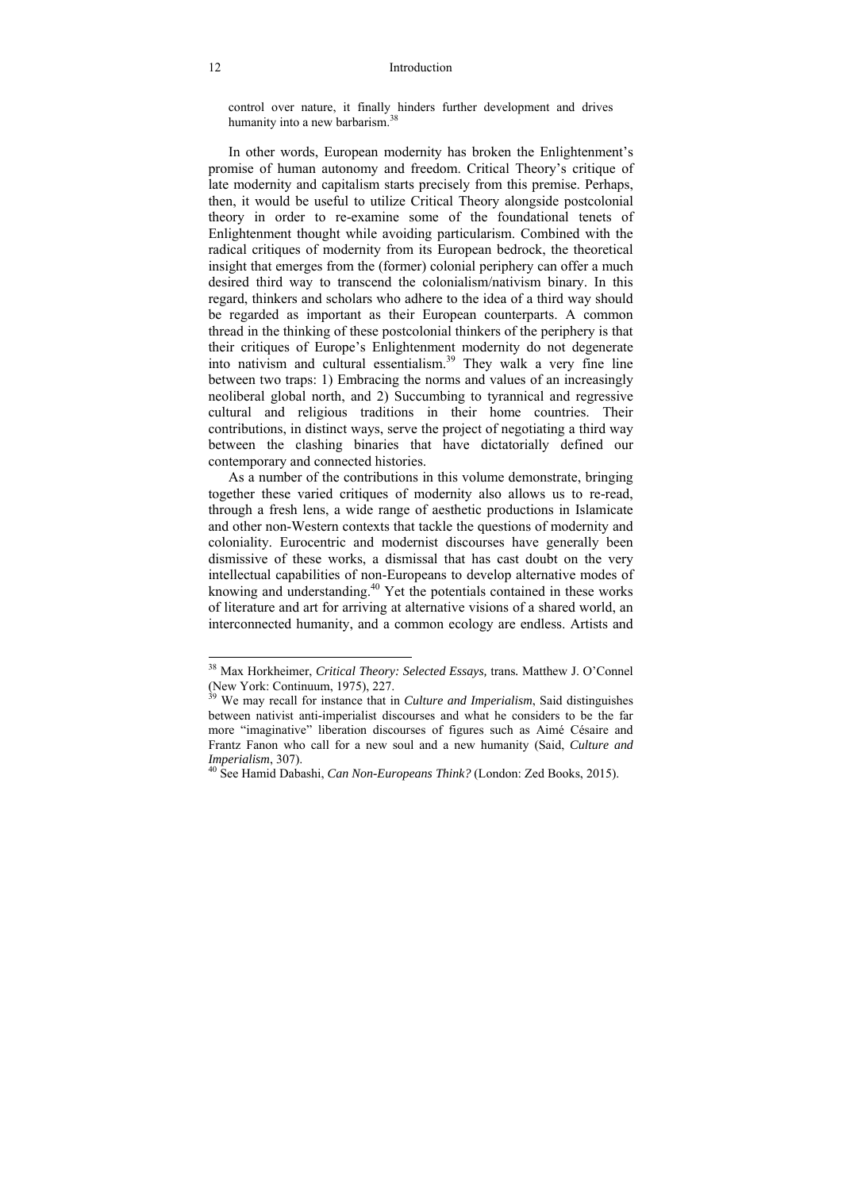control over nature, it finally hinders further development and drives humanity into a new barbarism.[38]

In other words, European modernity has broken the Enlightenment's promise of human autonomy and freedom. Critical Theory's critique of late modernity and capitalism starts precisely from this premise. Perhaps, then, it would be useful to utilize Critical Theory alongside postcolonial theory in order to re-examine some of the foundational tenets of Enlightenment thought while avoiding particularism. Combined with the radical critiques of modernity from its European bedrock, the theoretical insight that emerges from the (former) colonial periphery can offer a much desired third way to transcend the colonialism/nativism binary. In this regard, thinkers and scholars who adhere to the idea of a third way should be regarded as important as their European counterparts. A common thread in the thinking of these postcolonial thinkers of the periphery is that their critiques of Europe's Enlightenment modernity do not degenerate into nativism and cultural essentialism.[39] They walk a very fine line between two traps: 1) Embracing the norms and values of an increasingly neoliberal global north, and 2) Succumbing to tyrannical and regressive cultural and religious traditions in their home countries. Their contributions, in distinct ways, serve the project of negotiating a third way between the clashing binaries that have dictatorially defined our contemporary and connected histories.

As a number of the contributions in this volume demonstrate, bringing together these varied critiques of modernity also allows us to re-read, through a fresh lens, a wide range of aesthetic productions in Islamicate and other non-Western contexts that tackle the questions of modernity and coloniality. Eurocentric and modernist discourses have generally been dismissive of these works, a dismissal that has cast doubt on the very intellectual capabilities of non-Europeans to develop alternative modes of knowing and understanding.[40] Yet the potentials contained in these works of literature and art for arriving at alternative visions of a shared world, an interconnected humanity, and a common ecology are endless. Artists and

---

[38] Max Horkheimer, *Critical Theory: Selected Essays,* trans. Matthew J. O'Connel (New York: Continuum, 1975), 227.

[39] We may recall for instance that in *Culture and Imperialism*, Said distinguishes between nativist anti-imperialist discourses and what he considers to be the far more "imaginative" liberation discourses of figures such as Aimé Césaire and Frantz Fanon who call for a new soul and a new humanity (Said, *Culture and Imperialism*, 307).

[40] See Hamid Dabashi, *Can Non-Europeans Think?* (London: Zed Books, 2015).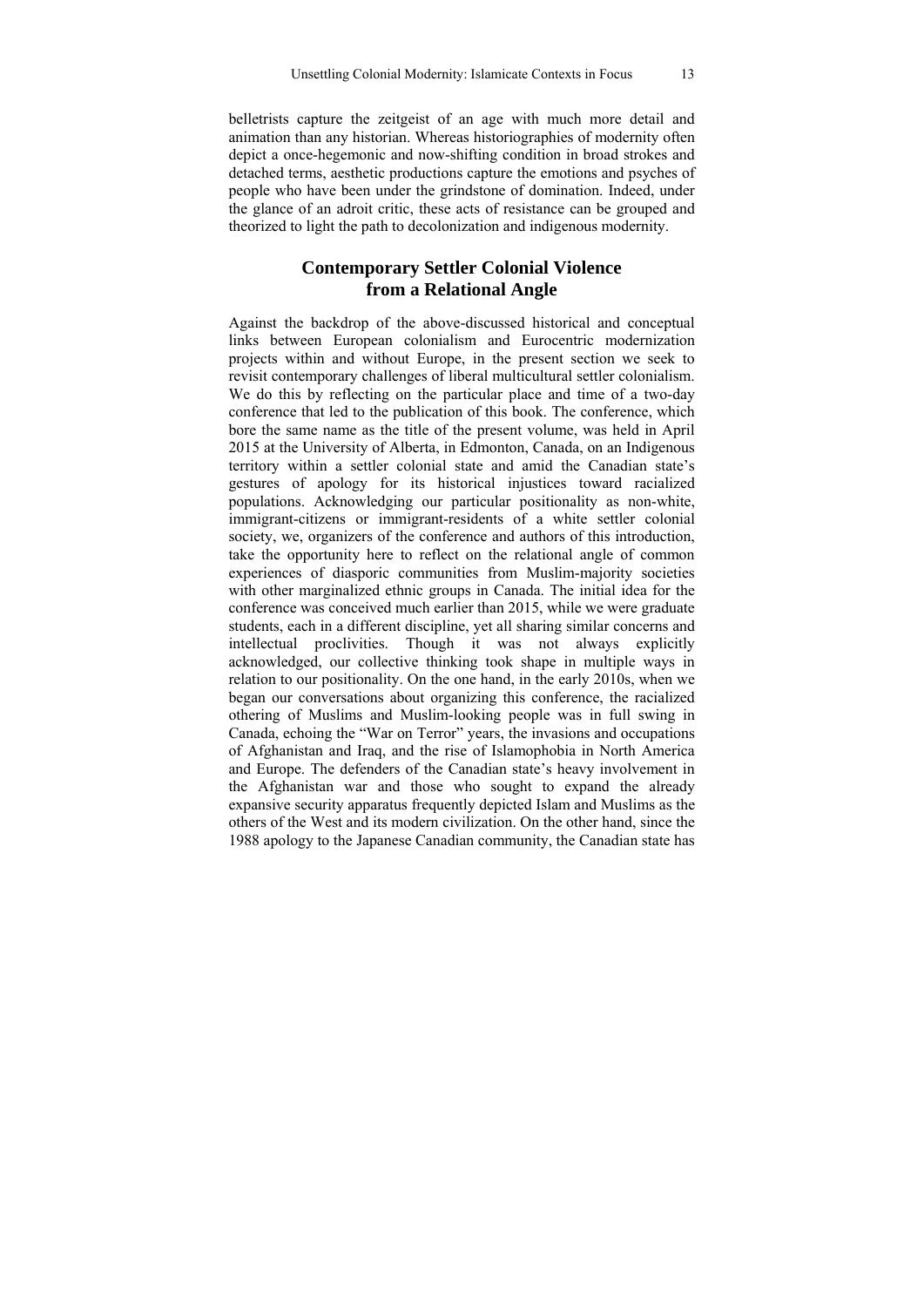belletrists capture the zeitgeist of an age with much more detail and animation than any historian. Whereas historiographies of modernity often depict a once-hegemonic and now-shifting condition in broad strokes and detached terms, aesthetic productions capture the emotions and psyches of people who have been under the grindstone of domination. Indeed, under the glance of an adroit critic, these acts of resistance can be grouped and theorized to light the path to decolonization and indigenous modernity.

## Contemporary Settler Colonial Violence from a Relational Angle

Against the backdrop of the above-discussed historical and conceptual links between European colonialism and Eurocentric modernization projects within and without Europe, in the present section we seek to revisit contemporary challenges of liberal multicultural settler colonialism. We do this by reflecting on the particular place and time of a two-day conference that led to the publication of this book. The conference, which bore the same name as the title of the present volume, was held in April 2015 at the University of Alberta, in Edmonton, Canada, on an Indigenous territory within a settler colonial state and amid the Canadian state's gestures of apology for its historical injustices toward racialized populations. Acknowledging our particular positionality as non-white, immigrant-citizens or immigrant-residents of a white settler colonial society, we, organizers of the conference and authors of this introduction, take the opportunity here to reflect on the relational angle of common experiences of diasporic communities from Muslim-majority societies with other marginalized ethnic groups in Canada. The initial idea for the conference was conceived much earlier than 2015, while we were graduate students, each in a different discipline, yet all sharing similar concerns and intellectual proclivities. Though it was not always explicitly acknowledged, our collective thinking took shape in multiple ways in relation to our positionality. On the one hand, in the early 2010s, when we began our conversations about organizing this conference, the racialized othering of Muslims and Muslim-looking people was in full swing in Canada, echoing the "War on Terror" years, the invasions and occupations of Afghanistan and Iraq, and the rise of Islamophobia in North America and Europe. The defenders of the Canadian state's heavy involvement in the Afghanistan war and those who sought to expand the already expansive security apparatus frequently depicted Islam and Muslims as the others of the West and its modern civilization. On the other hand, since the 1988 apology to the Japanese Canadian community, the Canadian state has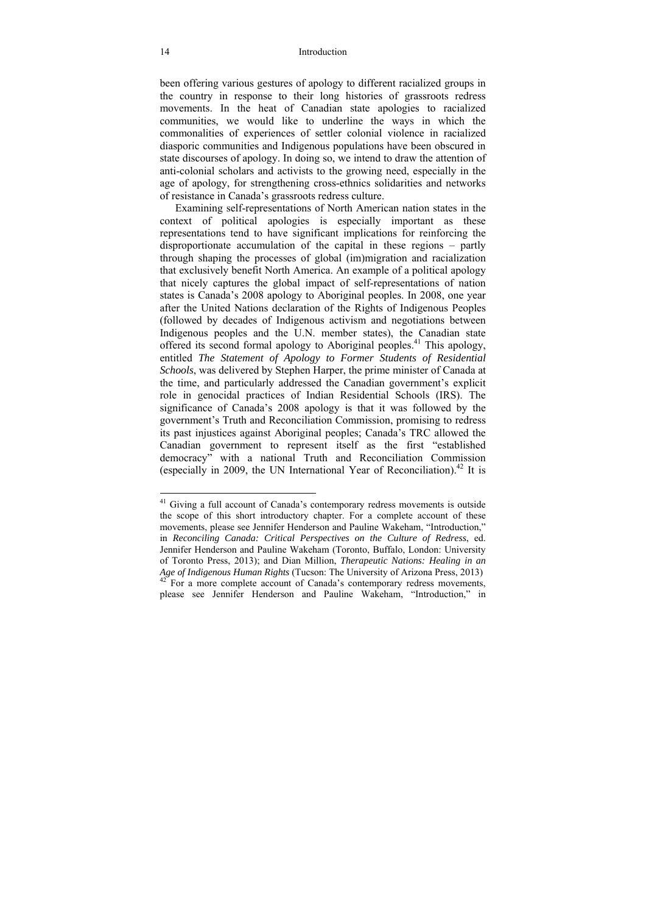been offering various gestures of apology to different racialized groups in the country in response to their long histories of grassroots redress movements. In the heat of Canadian state apologies to racialized communities, we would like to underline the ways in which the commonalities of experiences of settler colonial violence in racialized diasporic communities and Indigenous populations have been obscured in state discourses of apology. In doing so, we intend to draw the attention of anti-colonial scholars and activists to the growing need, especially in the age of apology, for strengthening cross-ethnics solidarities and networks of resistance in Canada's grassroots redress culture.

Examining self-representations of North American nation states in the context of political apologies is especially important as these representations tend to have significant implications for reinforcing the disproportionate accumulation of the capital in these regions – partly through shaping the processes of global (im)migration and racialization that exclusively benefit North America. An example of a political apology that nicely captures the global impact of self-representations of nation states is Canada's 2008 apology to Aboriginal peoples. In 2008, one year after the United Nations declaration of the Rights of Indigenous Peoples (followed by decades of Indigenous activism and negotiations between Indigenous peoples and the U.N. member states), the Canadian state offered its second formal apology to Aboriginal peoples.[41] This apology, entitled *The Statement of Apology to Former Students of Residential Schools*, was delivered by Stephen Harper, the prime minister of Canada at the time, and particularly addressed the Canadian government's explicit role in genocidal practices of Indian Residential Schools (IRS). The significance of Canada's 2008 apology is that it was followed by the government's Truth and Reconciliation Commission, promising to redress its past injustices against Aboriginal peoples; Canada's TRC allowed the Canadian government to represent itself as the first "established democracy" with a national Truth and Reconciliation Commission (especially in 2009, the UN International Year of Reconciliation).[42] It is

---

[41] Giving a full account of Canada's contemporary redress movements is outside the scope of this short introductory chapter. For a complete account of these movements, please see Jennifer Henderson and Pauline Wakeham, "Introduction," in *Reconciling Canada: Critical Perspectives on the Culture of Redress*, ed. Jennifer Henderson and Pauline Wakeham (Toronto, Buffalo, London: University of Toronto Press, 2013); and Dian Million, *Therapeutic Nations: Healing in an Age of Indigenous Human Rights* (Tucson: The University of Arizona Press, 2013)

[42] For a more complete account of Canada's contemporary redress movements, please see Jennifer Henderson and Pauline Wakeham, "Introduction," in